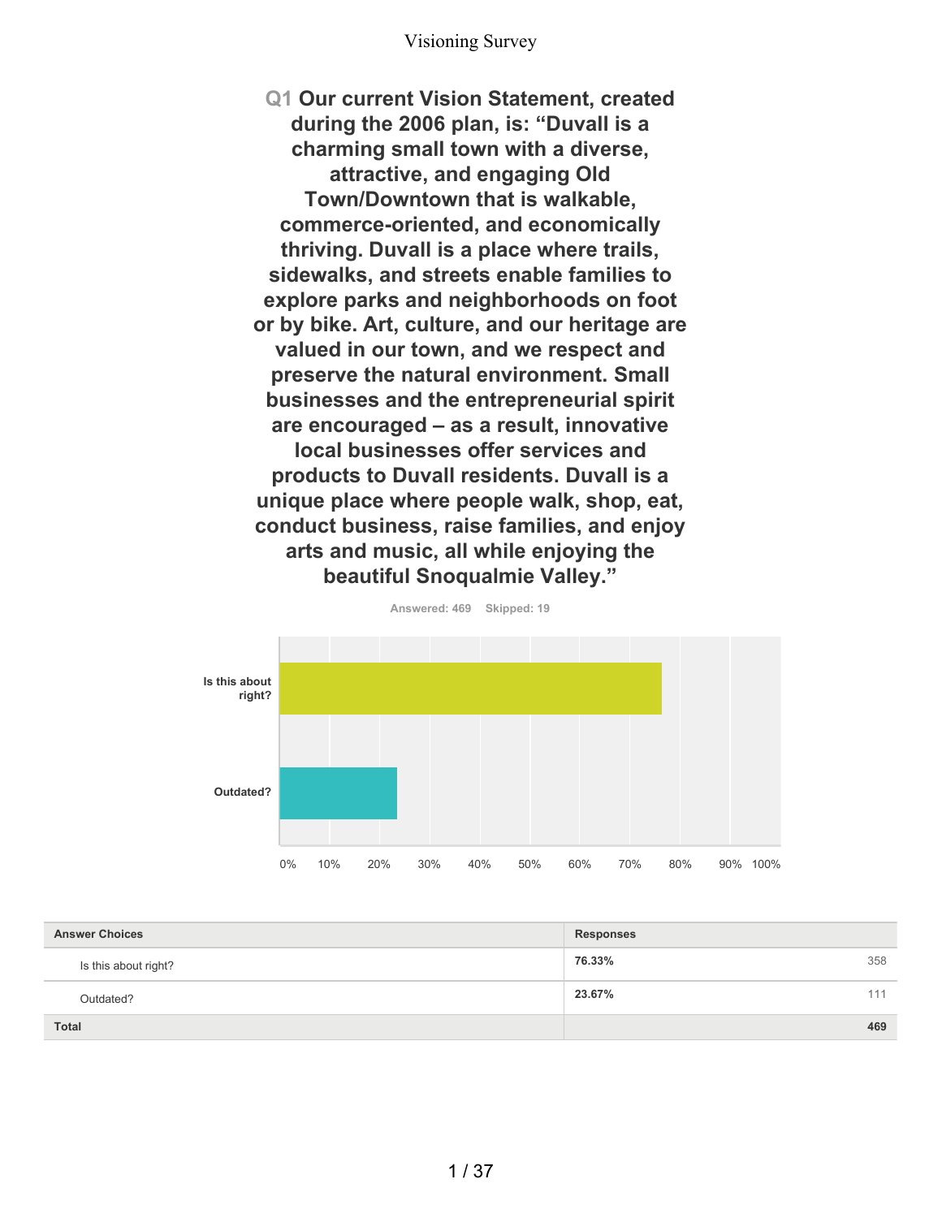Visioning Survey

## Q1 Our current Vision Statement, created during the 2006 plan, is: “Duvall is a charming small town with a diverse, attractive, and engaging Old Town/Downtown that is walkable, commerce-oriented, and economically thriving. Duvall is a place where trails, sidewalks, and streets enable families to explore parks and neighborhoods on foot or by bike. Art, culture, and our heritage are valued in our town, and we respect and preserve the natural environment. Small businesses and the entrepreneurial spirit are encouraged – as a result, innovative local businesses offer services and products to Duvall residents. Duvall is a unique place where people walk, shop, eat, conduct business, raise families, and enjoy arts and music, all while enjoying the beautiful Snoqualmie Valley.”

Answered: 469 Skipped: 19

| Answer Choices | Responses | |
|---|---|---|
| Is this about right? | 76.33% | 358 |
| Outdated? | 23.67% | 111 |
| **Total** | | **469** |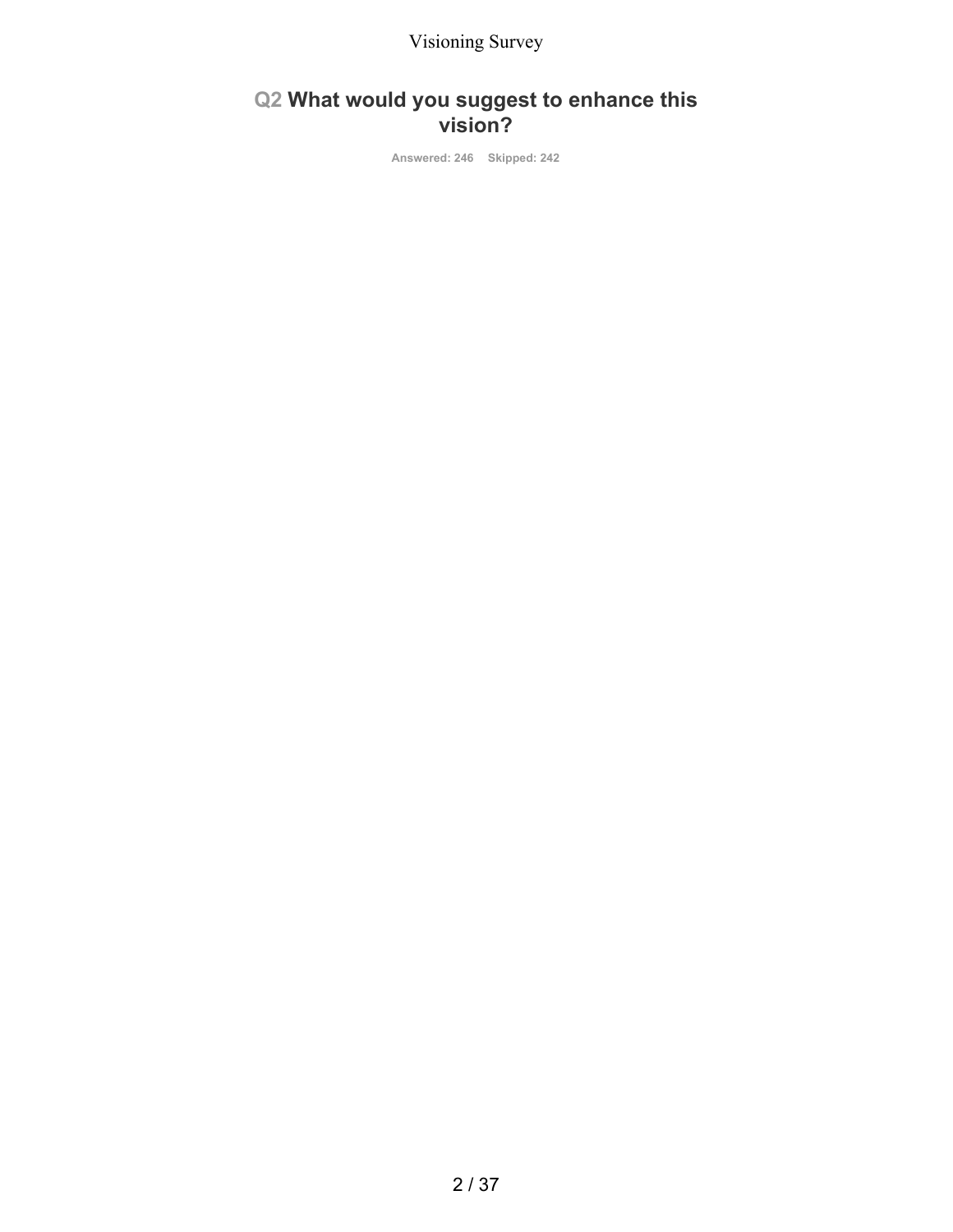## Q2 What would you suggest to enhance this vision?

Answered: 246 Skipped: 242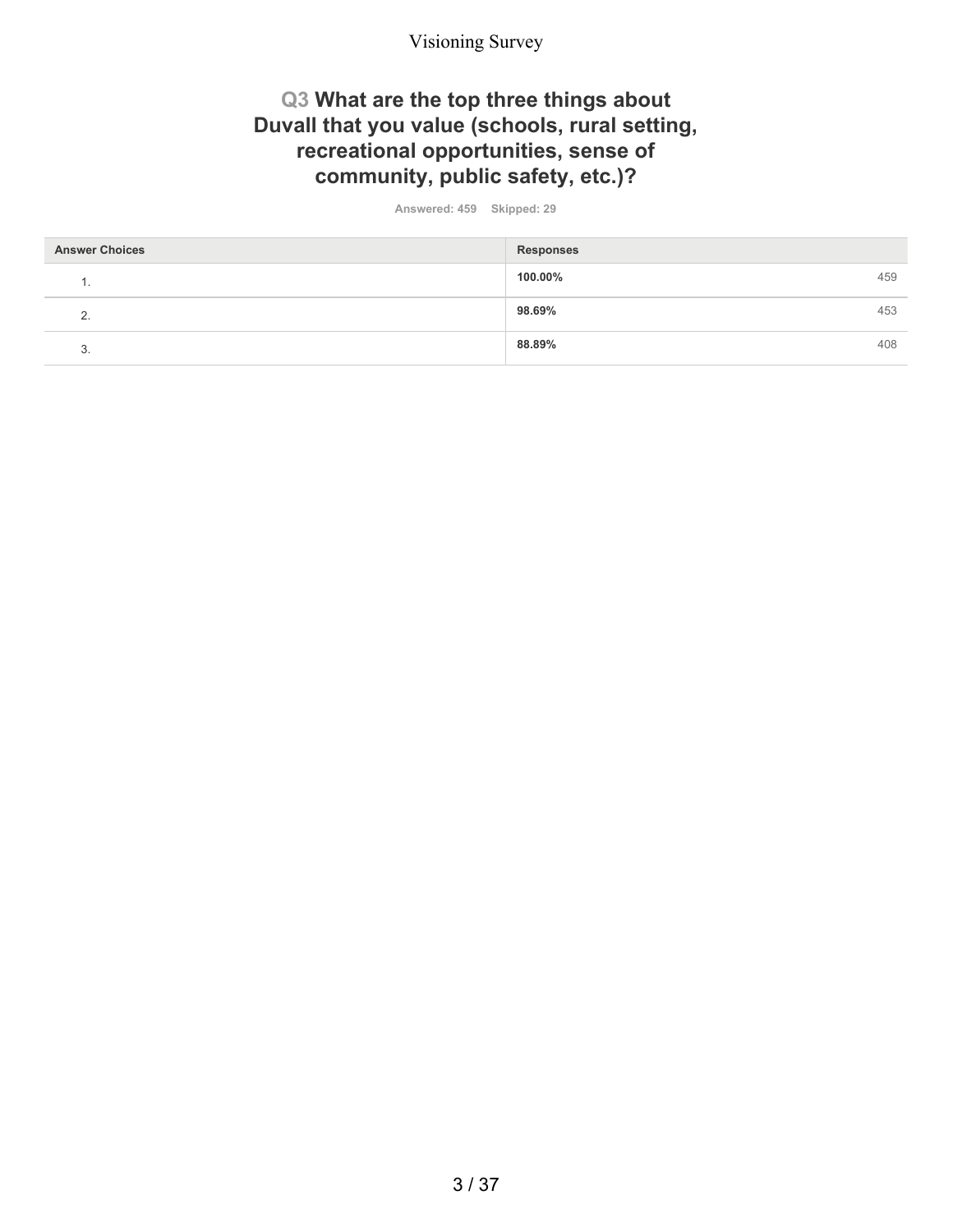## Q3 What are the top three things about Duvall that you value (schools, rural setting, recreational opportunities, sense of community, public safety, etc.)?

Answered: 459 Skipped: 29

| Answer Choices | Responses | |
|---|---|---|
| 1. | **100.00%** | 459 |
| 2. | **98.69%** | 453 |
| 3. | **88.89%** | 408 |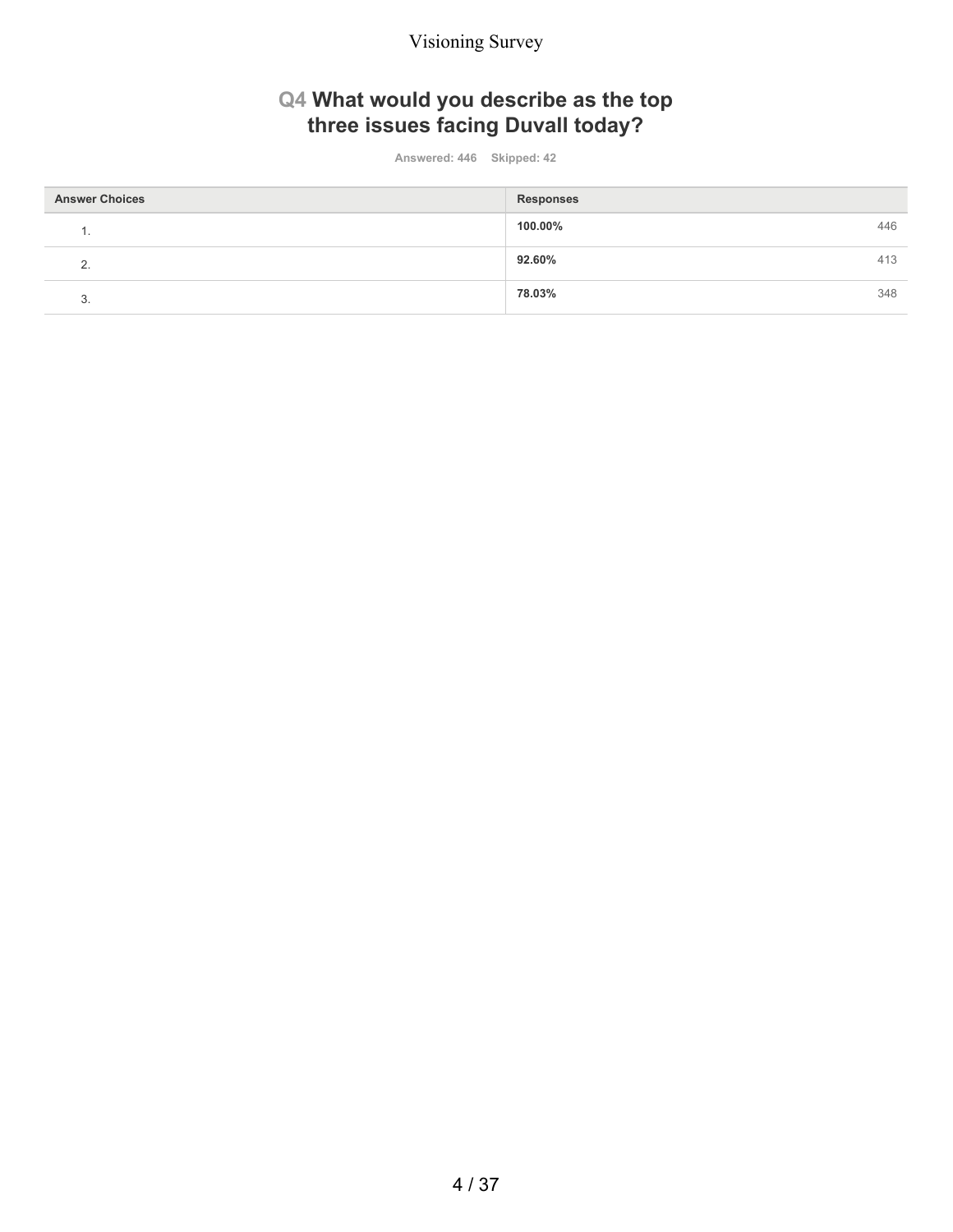## Q4 What would you describe as the top three issues facing Duvall today?

Answered: 446 Skipped: 42

| Answer Choices | Responses | |
|---|---|---|
| 1. | **100.00%** | 446 |
| 2. | **92.60%** | 413 |
| 3. | **78.03%** | 348 |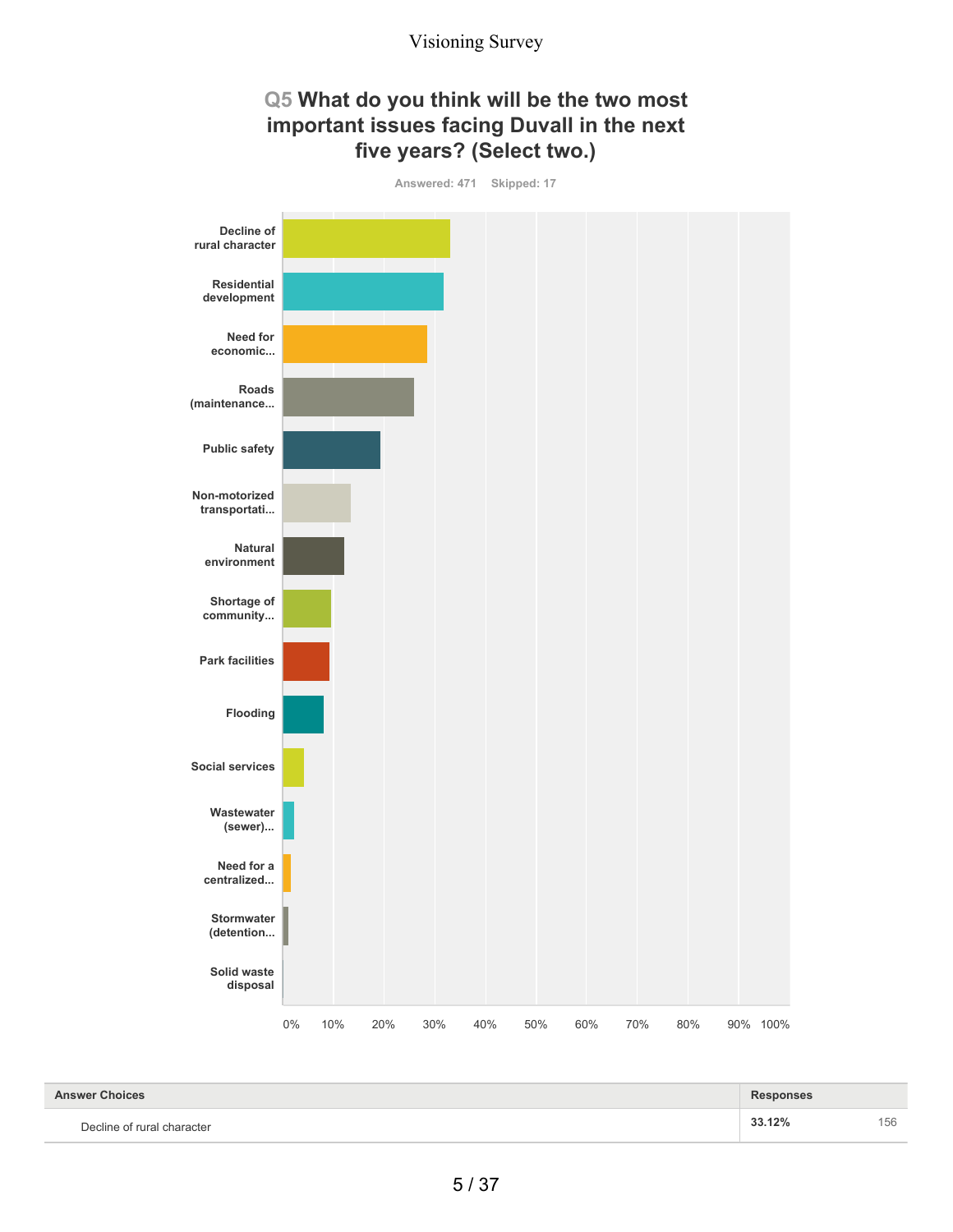# Q5 What do you think will be the two most important issues facing Duvall in the next five years? (Select two.)

Answered: 471 Skipped: 17

Decline of rural character

Residential development

Need for economic...

Roads (maintenance...

Public safety

Non-motorized transportati...

Natural environment

Shortage of community...

Park facilities

Flooding

Social services

Wastewater (sewer)...

Need for a centralized...

Stormwater (detention...

Solid waste disposal

0% 10% 20% 30% 40% 50% 60% 70% 80% 90% 100%

| Answer Choices | Responses | |
|---|---|---|
| Decline of rural character | **33.12%** | 156 |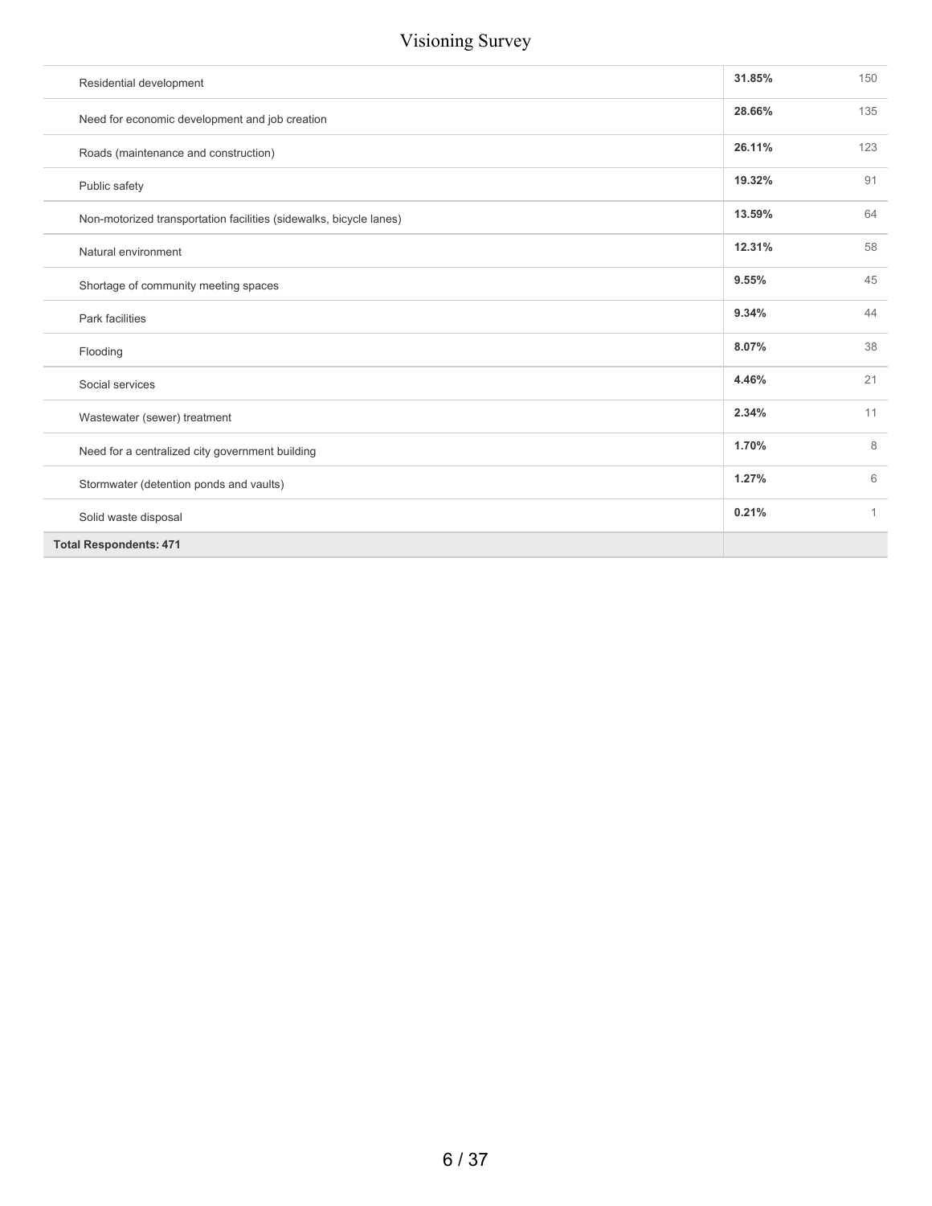| | | |
|---|---|---|
| Residential development | **31.85%** | 150 |
| Need for economic development and job creation | **28.66%** | 135 |
| Roads (maintenance and construction) | **26.11%** | 123 |
| Public safety | **19.32%** | 91 |
| Non-motorized transportation facilities (sidewalks, bicycle lanes) | **13.59%** | 64 |
| Natural environment | **12.31%** | 58 |
| Shortage of community meeting spaces | **9.55%** | 45 |
| Park facilities | **9.34%** | 44 |
| Flooding | **8.07%** | 38 |
| Social services | **4.46%** | 21 |
| Wastewater (sewer) treatment | **2.34%** | 11 |
| Need for a centralized city government building | **1.70%** | 8 |
| Stormwater (detention ponds and vaults) | **1.27%** | 6 |
| Solid waste disposal | **0.21%** | 1 |
| **Total Respondents: 471** | | |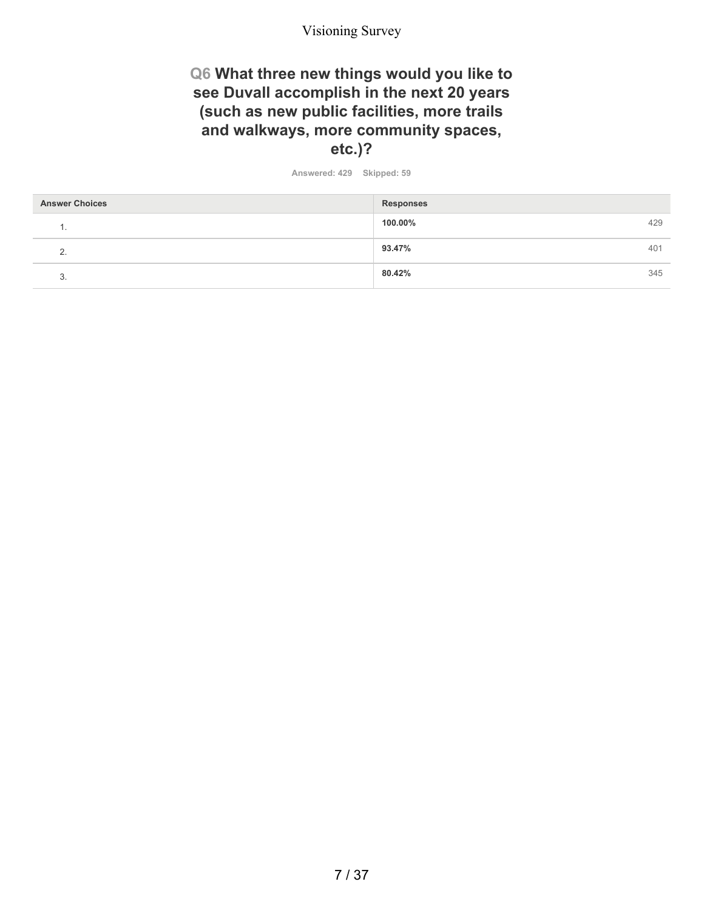## Q6 What three new things would you like to see Duvall accomplish in the next 20 years (such as new public facilities, more trails and walkways, more community spaces, etc.)?

Answered: 429 Skipped: 59

| Answer Choices | Responses | |
|---|---|---|
| 1. | 100.00% | 429 |
| 2. | 93.47% | 401 |
| 3. | 80.42% | 345 |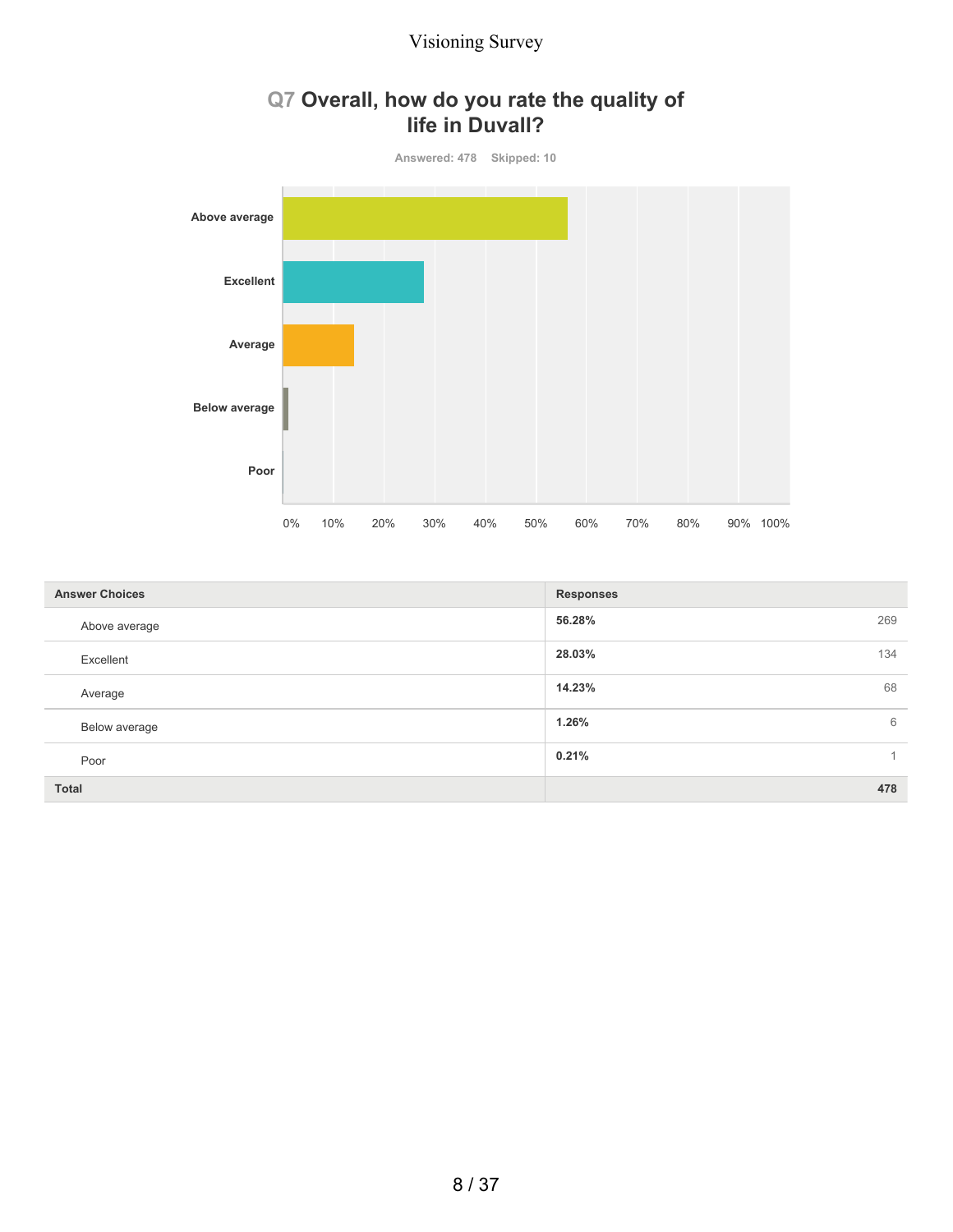## Q7 Overall, how do you rate the quality of life in Duvall?

Answered: 478 Skipped: 10

| Answer Choices | Responses | |
|---|---|---|
| Above average | 56.28% | 269 |
| Excellent | 28.03% | 134 |
| Average | 14.23% | 68 |
| Below average | 1.26% | 6 |
| Poor | 0.21% | 1 |
| **Total** | | **478** |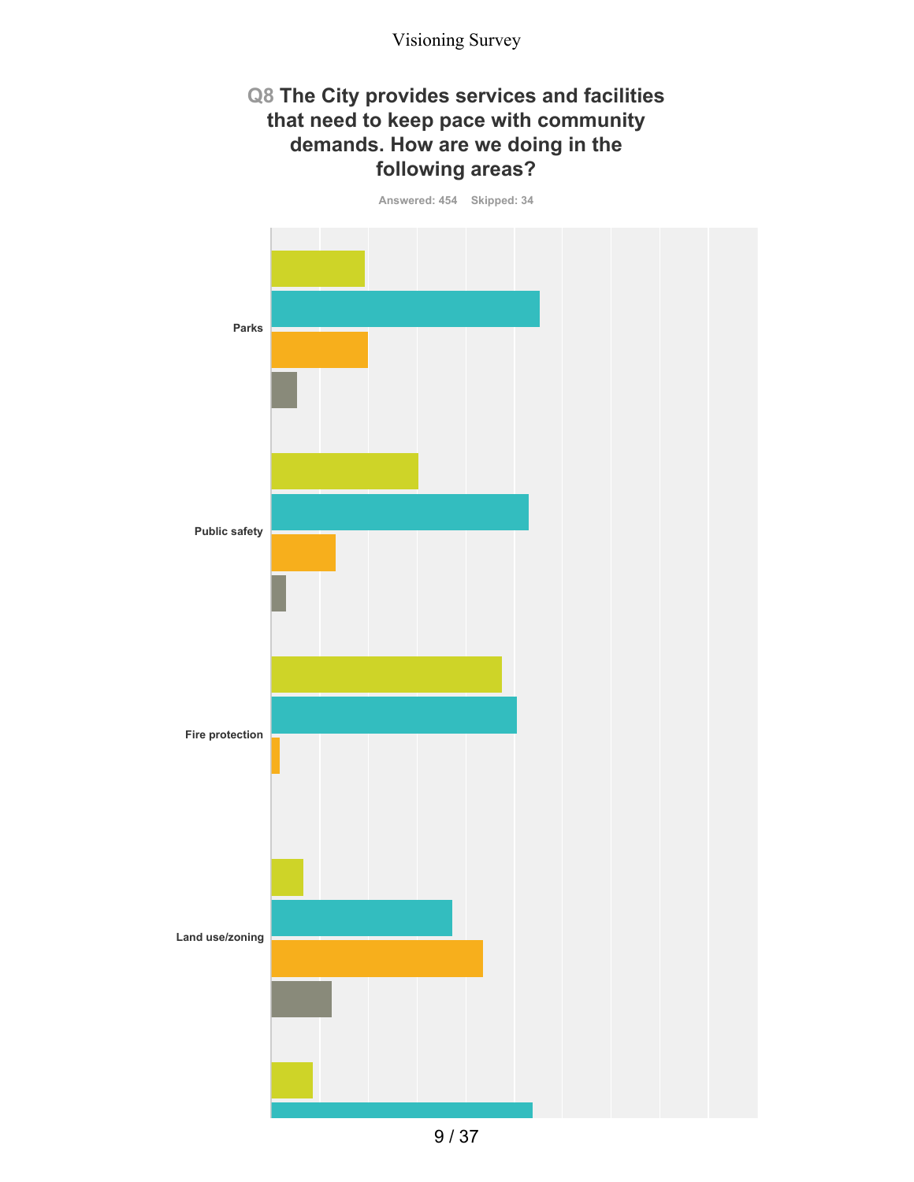Visioning Survey

## Q8 The City provides services and facilities that need to keep pace with community demands. How are we doing in the following areas?

Answered: 454 Skipped: 34

Parks

Public safety

Fire protection

Land use/zoning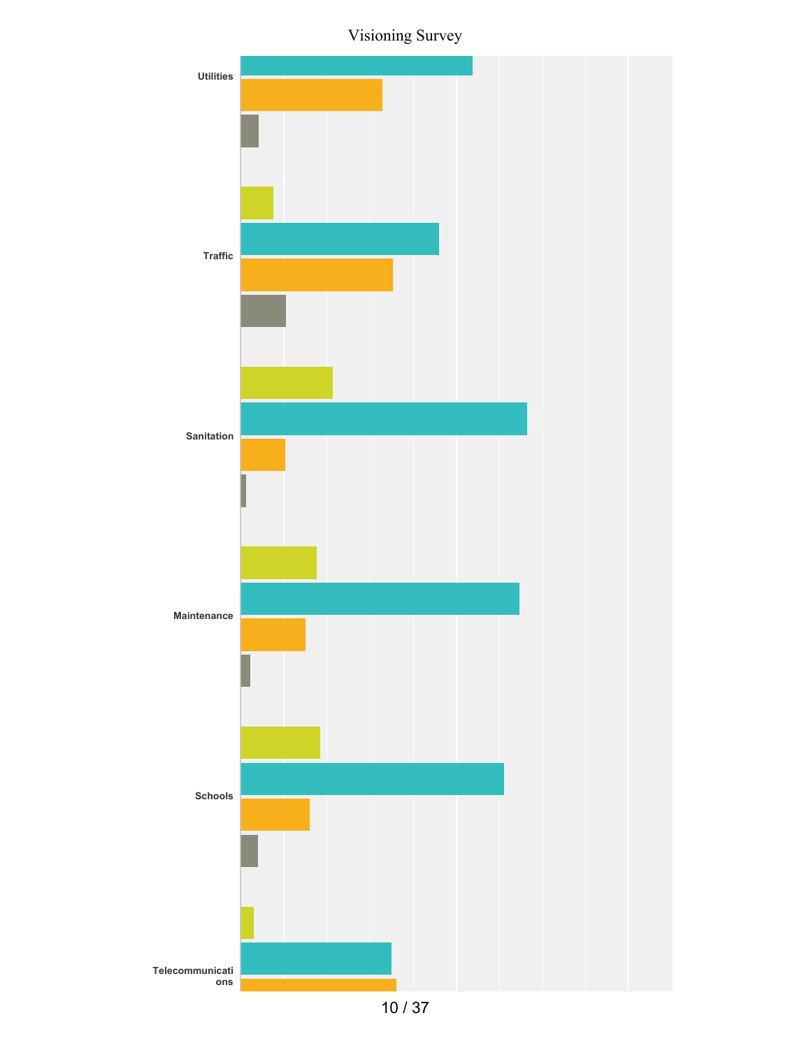Utilities

Traffic

Sanitation

Maintenance

Schools

Telecommunications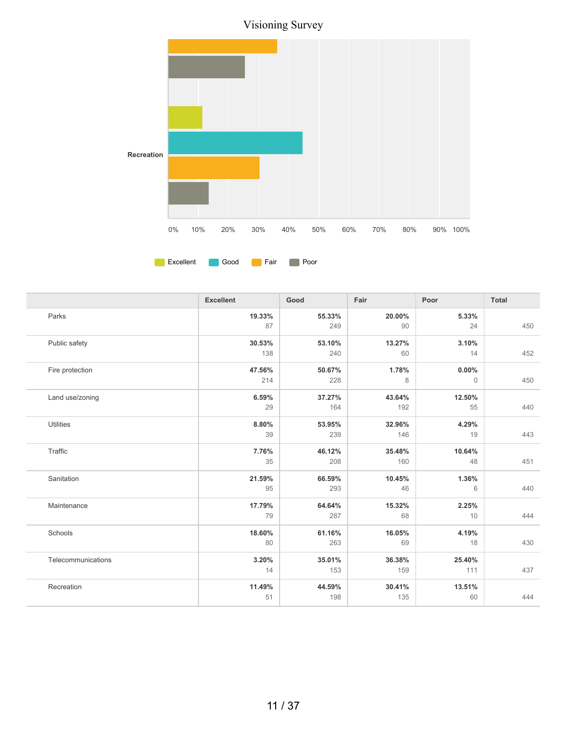Visioning Survey

Recreation

0% 10% 20% 30% 40% 50% 60% 70% 80% 90% 100%

Excellent Good Fair Poor

| | Excellent | Good | Fair | Poor | Total |
|---|---|---|---|---|---|
| Parks | 19.33%<br>87 | 55.33%<br>249 | 20.00%<br>90 | 5.33%<br>24 | 450 |
| Public safety | 30.53%<br>138 | 53.10%<br>240 | 13.27%<br>60 | 3.10%<br>14 | 452 |
| Fire protection | 47.56%<br>214 | 50.67%<br>228 | 1.78%<br>8 | 0.00%<br>0 | 450 |
| Land use/zoning | 6.59%<br>29 | 37.27%<br>164 | 43.64%<br>192 | 12.50%<br>55 | 440 |
| Utilities | 8.80%<br>39 | 53.95%<br>239 | 32.96%<br>146 | 4.29%<br>19 | 443 |
| Traffic | 7.76%<br>35 | 46.12%<br>208 | 35.48%<br>160 | 10.64%<br>48 | 451 |
| Sanitation | 21.59%<br>95 | 66.59%<br>293 | 10.45%<br>46 | 1.36%<br>6 | 440 |
| Maintenance | 17.79%<br>79 | 64.64%<br>287 | 15.32%<br>68 | 2.25%<br>10 | 444 |
| Schools | 18.60%<br>80 | 61.16%<br>263 | 16.05%<br>69 | 4.19%<br>18 | 430 |
| Telecommunications | 3.20%<br>14 | 35.01%<br>153 | 36.38%<br>159 | 25.40%<br>111 | 437 |
| Recreation | 11.49%<br>51 | 44.59%<br>198 | 30.41%<br>135 | 13.51%<br>60 | 444 |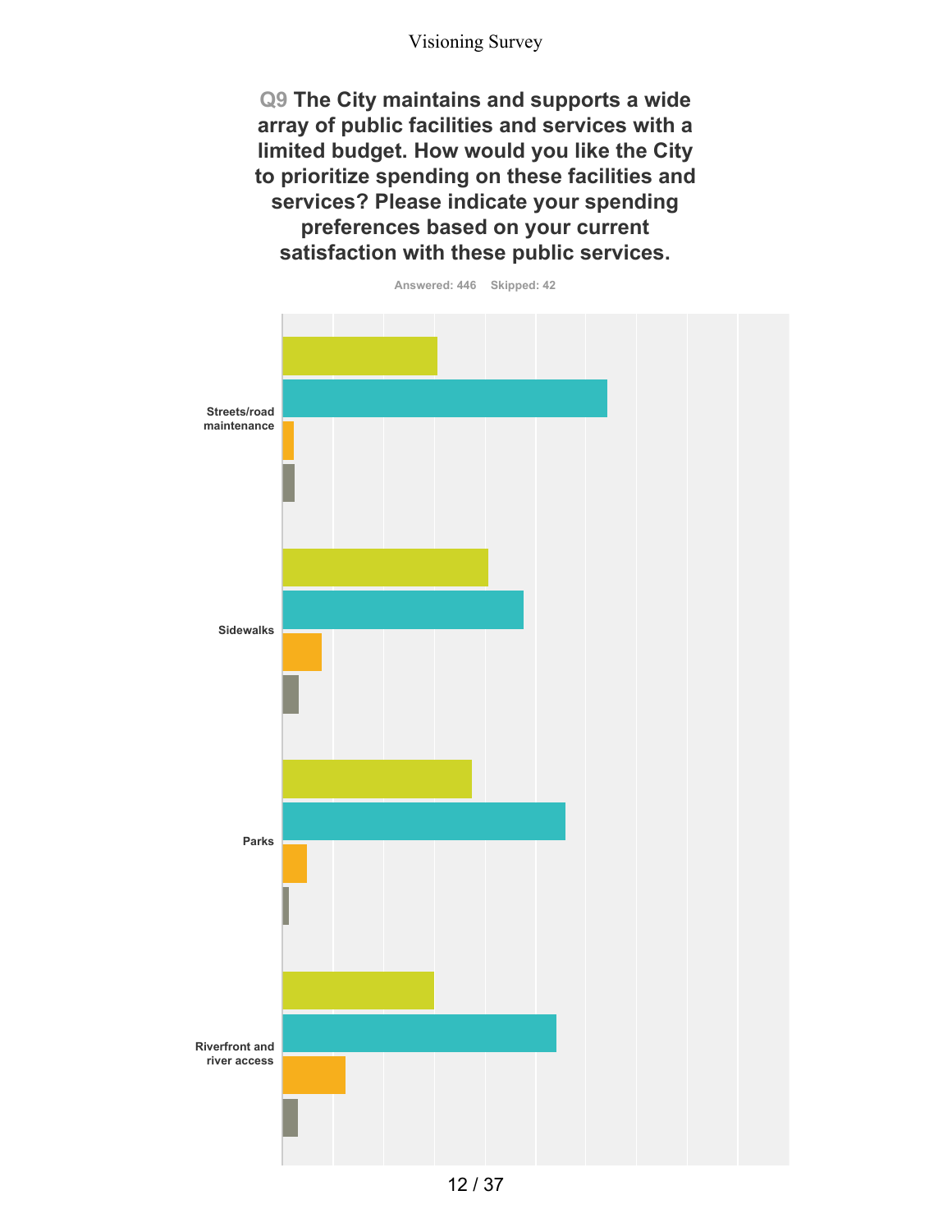Visioning Survey

## Q9 The City maintains and supports a wide array of public facilities and services with a limited budget. How would you like the City to prioritize spending on these facilities and services? Please indicate your spending preferences based on your current satisfaction with these public services.

Answered: 446  Skipped: 42

Streets/road maintenance

Sidewalks

Parks

Riverfront and river access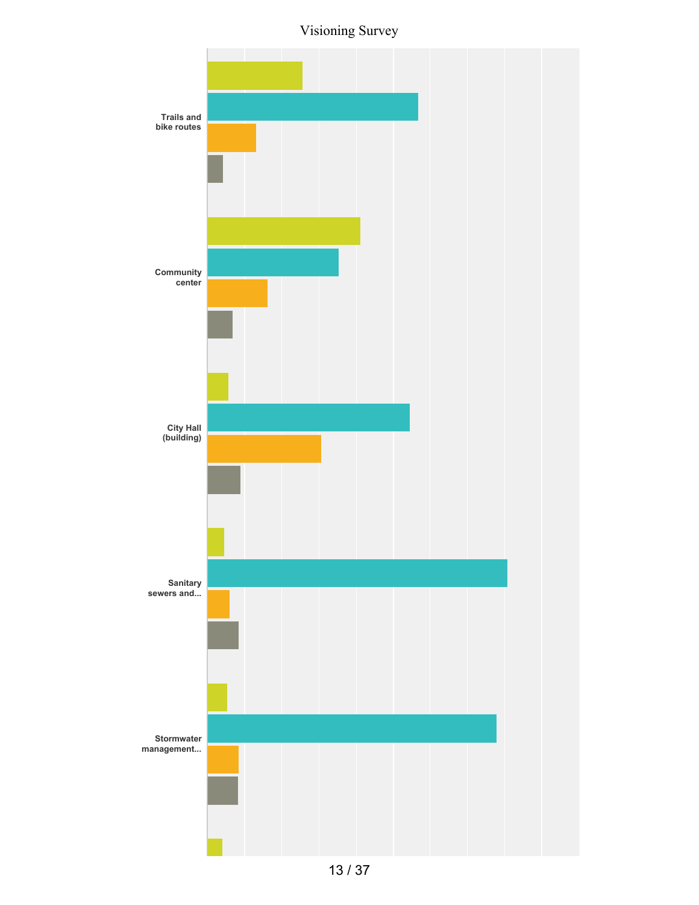Visioning Survey

Trails and bike routes

Community center

City Hall (building)

Sanitary sewers and...

Stormwater management...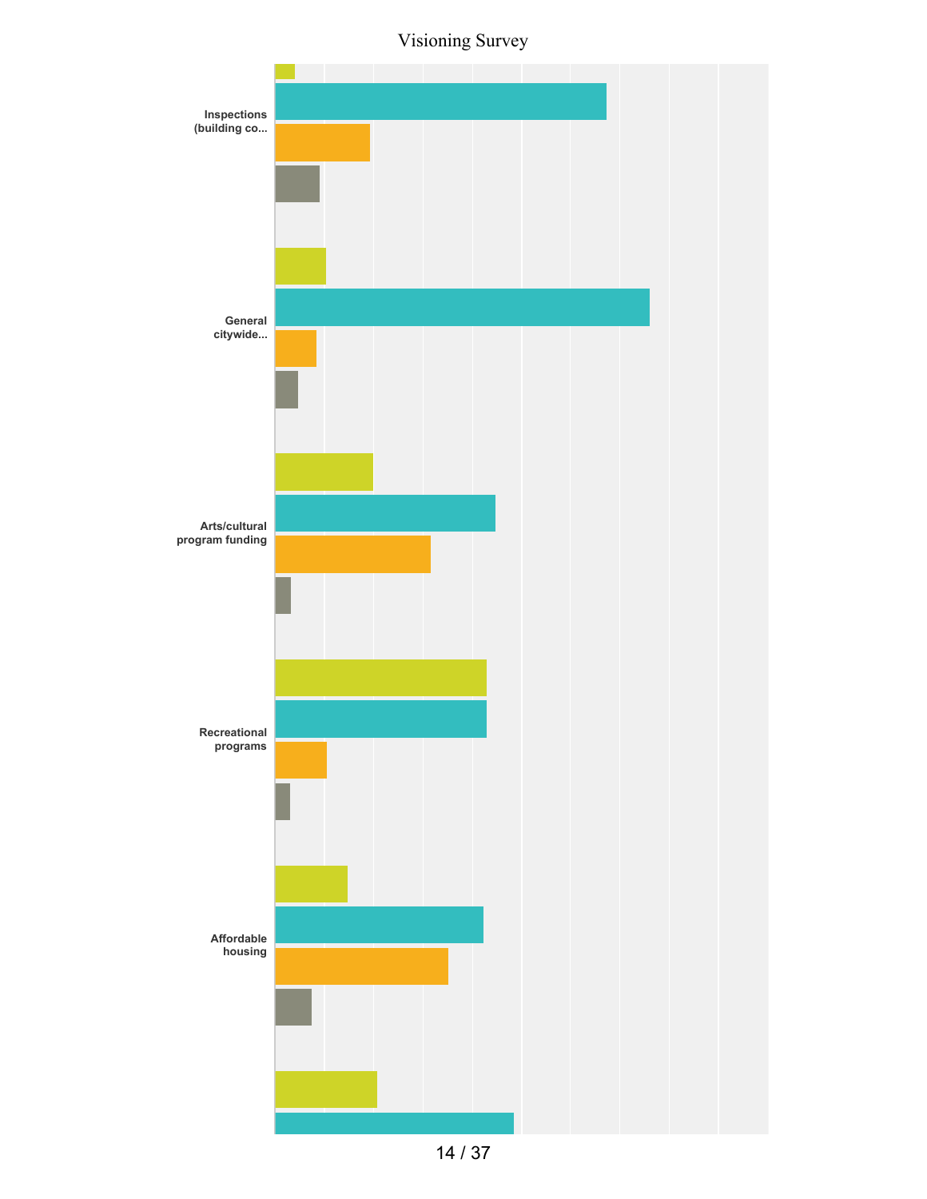# Visioning Survey

Inspections (building co...

General citywide...

Arts/cultural program funding

Recreational programs

Affordable housing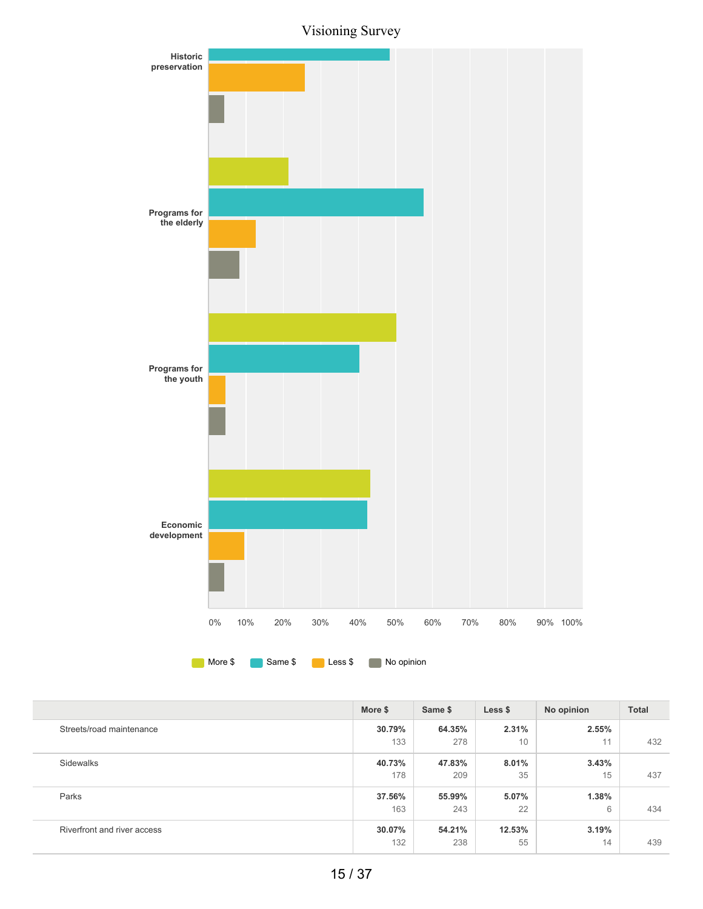# Visioning Survey

Historic preservation

Programs for the elderly

Programs for the youth

Economic development

0% 10% 20% 30% 40% 50% 60% 70% 80% 90% 100%

More $ | Same $ | Less $ | No opinion

| | More $ | Same $ | Less $ | No opinion | Total |
|---|---|---|---|---|---|
| Streets/road maintenance | **30.79%** 133 | **64.35%** 278 | **2.31%** 10 | **2.55%** 11 | 432 |
| Sidewalks | **40.73%** 178 | **47.83%** 209 | **8.01%** 35 | **3.43%** 15 | 437 |
| Parks | **37.56%** 163 | **55.99%** 243 | **5.07%** 22 | **1.38%** 6 | 434 |
| Riverfront and river access | **30.07%** 132 | **54.21%** 238 | **12.53%** 55 | **3.19%** 14 | 439 |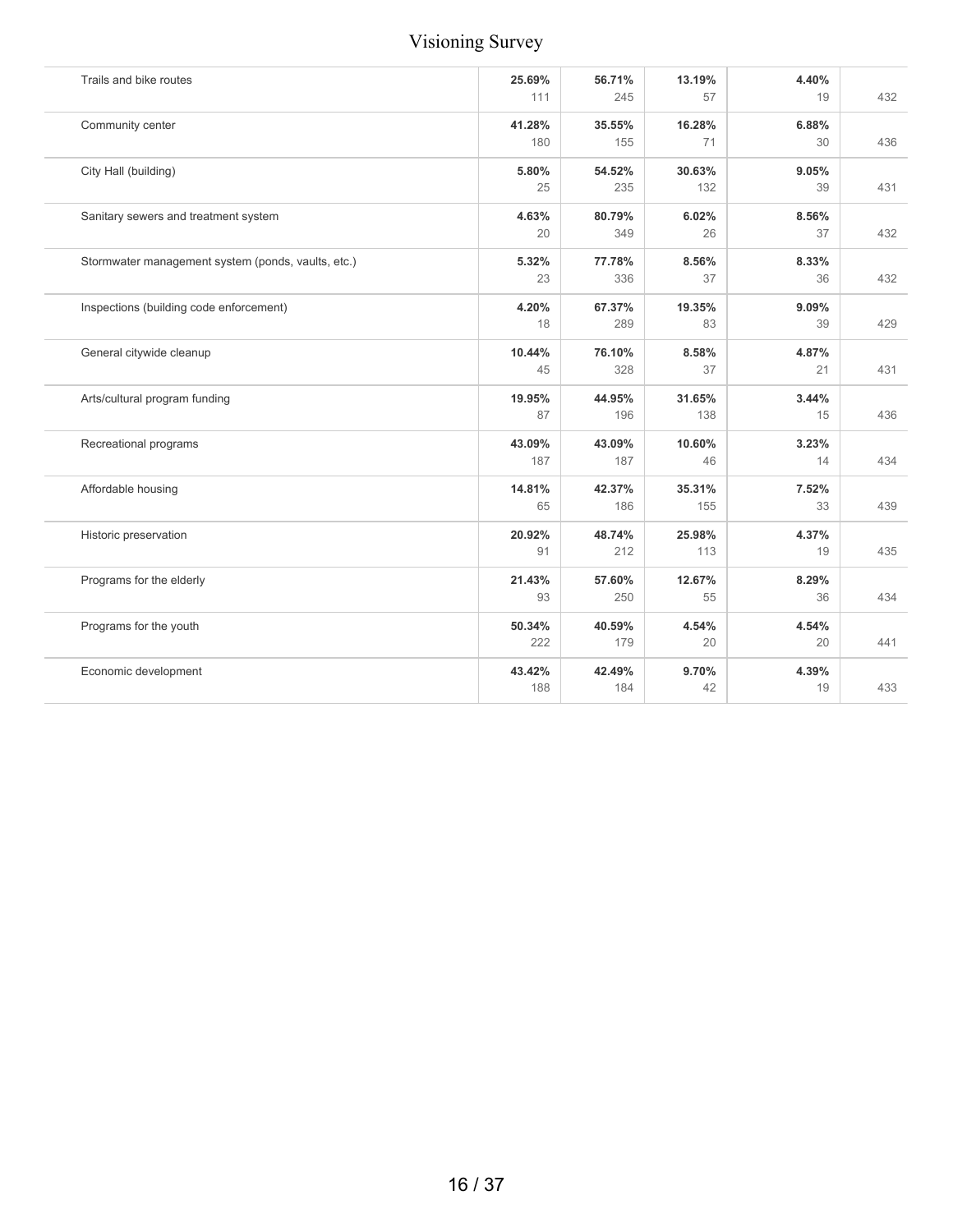| | | | | | |
|---|---|---|---|---|---|
| Trails and bike routes | **25.69%**<br>111 | **56.71%**<br>245 | **13.19%**<br>57 | **4.40%**<br>19 | 432 |
| Community center | **41.28%**<br>180 | **35.55%**<br>155 | **16.28%**<br>71 | **6.88%**<br>30 | 436 |
| City Hall (building) | **5.80%**<br>25 | **54.52%**<br>235 | **30.63%**<br>132 | **9.05%**<br>39 | 431 |
| Sanitary sewers and treatment system | **4.63%**<br>20 | **80.79%**<br>349 | **6.02%**<br>26 | **8.56%**<br>37 | 432 |
| Stormwater management system (ponds, vaults, etc.) | **5.32%**<br>23 | **77.78%**<br>336 | **8.56%**<br>37 | **8.33%**<br>36 | 432 |
| Inspections (building code enforcement) | **4.20%**<br>18 | **67.37%**<br>289 | **19.35%**<br>83 | **9.09%**<br>39 | 429 |
| General citywide cleanup | **10.44%**<br>45 | **76.10%**<br>328 | **8.58%**<br>37 | **4.87%**<br>21 | 431 |
| Arts/cultural program funding | **19.95%**<br>87 | **44.95%**<br>196 | **31.65%**<br>138 | **3.44%**<br>15 | 436 |
| Recreational programs | **43.09%**<br>187 | **43.09%**<br>187 | **10.60%**<br>46 | **3.23%**<br>14 | 434 |
| Affordable housing | **14.81%**<br>65 | **42.37%**<br>186 | **35.31%**<br>155 | **7.52%**<br>33 | 439 |
| Historic preservation | **20.92%**<br>91 | **48.74%**<br>212 | **25.98%**<br>113 | **4.37%**<br>19 | 435 |
| Programs for the elderly | **21.43%**<br>93 | **57.60%**<br>250 | **12.67%**<br>55 | **8.29%**<br>36 | 434 |
| Programs for the youth | **50.34%**<br>222 | **40.59%**<br>179 | **4.54%**<br>20 | **4.54%**<br>20 | 441 |
| Economic development | **43.42%**<br>188 | **42.49%**<br>184 | **9.70%**<br>42 | **4.39%**<br>19 | 433 |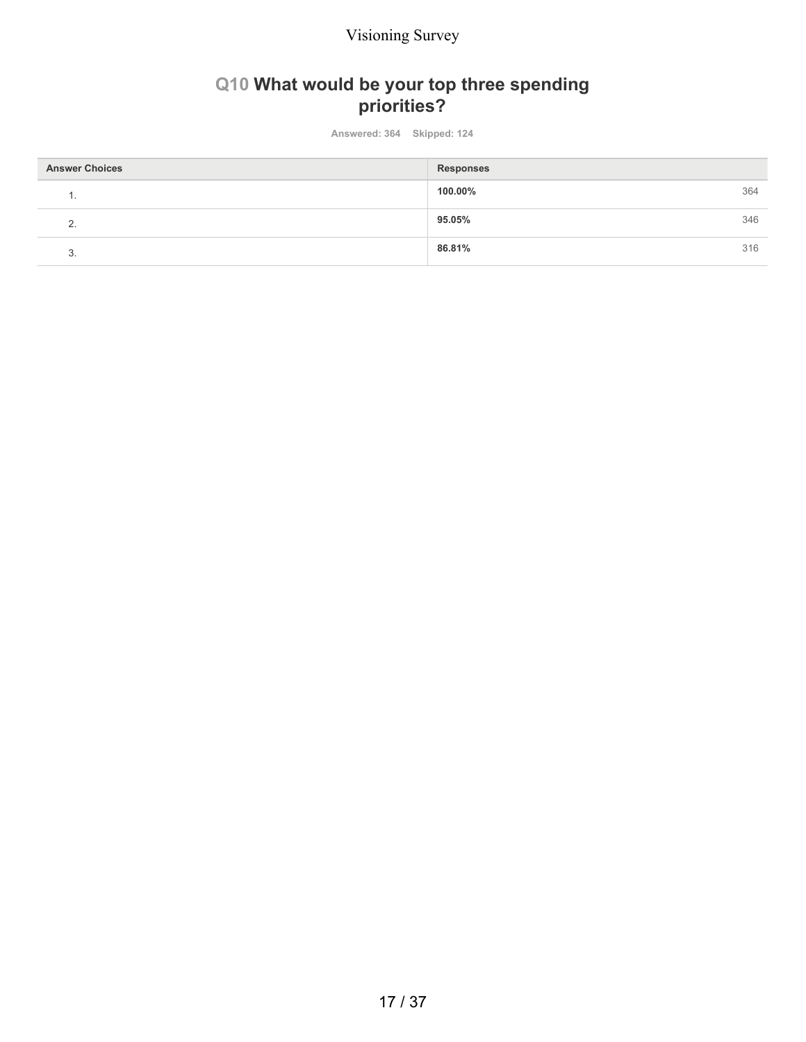## Q10 What would be your top three spending priorities?

Answered: 364 Skipped: 124

| Answer Choices | Responses | |
|---|---|---|
| 1. | **100.00%** | 364 |
| 2. | **95.05%** | 346 |
| 3. | **86.81%** | 316 |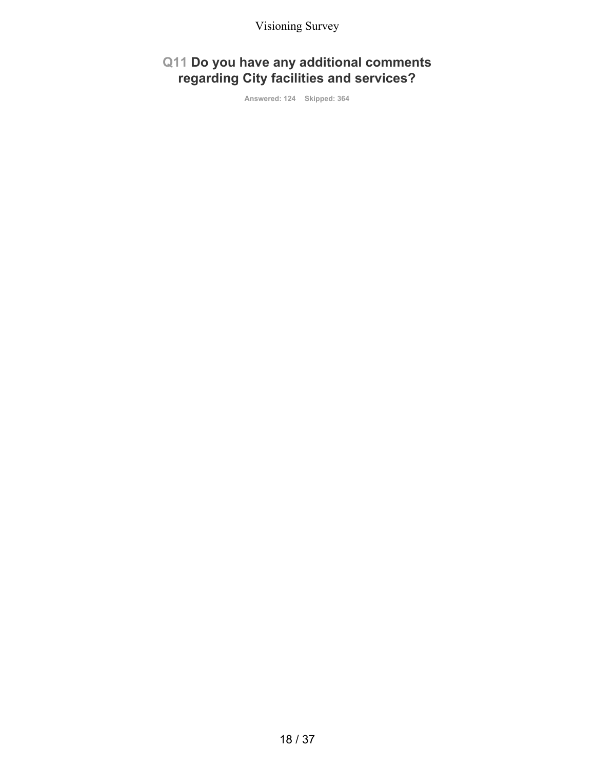## Q11 Do you have any additional comments regarding City facilities and services?

Answered: 124 Skipped: 364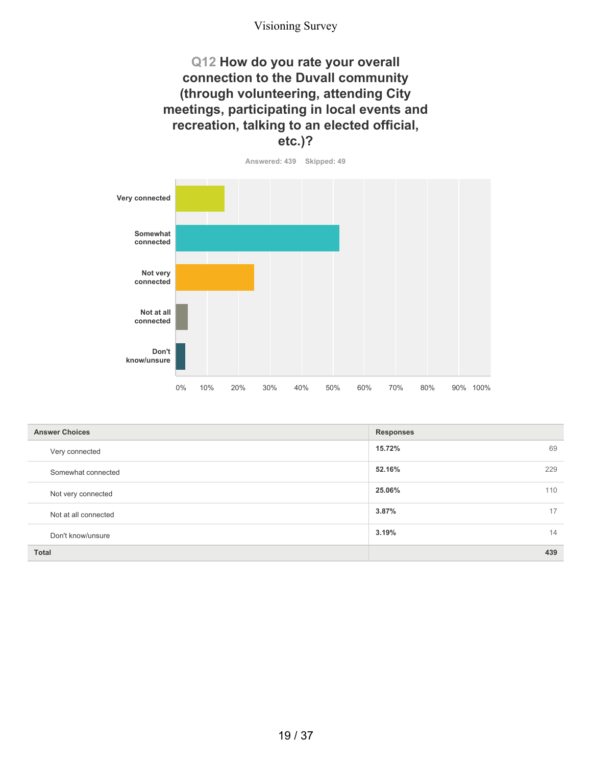## Q12 How do you rate your overall connection to the Duvall community (through volunteering, attending City meetings, participating in local events and recreation, talking to an elected official, etc.)?

Answered: 439 Skipped: 49

| Answer Choices | Responses | |
|---|---|---|
| Very connected | 15.72% | 69 |
| Somewhat connected | 52.16% | 229 |
| Not very connected | 25.06% | 110 |
| Not at all connected | 3.87% | 17 |
| Don't know/unsure | 3.19% | 14 |
| **Total** | | **439** |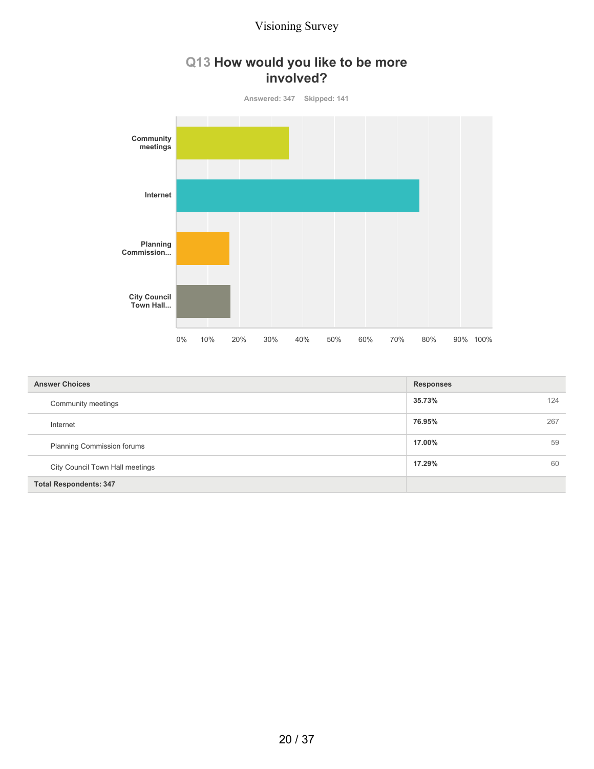## Q13 How would you like to be more involved?

Answered: 347    Skipped: 141

| Answer Choices | Responses | |
|---|---|---|
| Community meetings | 35.73% | 124 |
| Internet | 76.95% | 267 |
| Planning Commission forums | 17.00% | 59 |
| City Council Town Hall meetings | 17.29% | 60 |
| Total Respondents: 347 | | |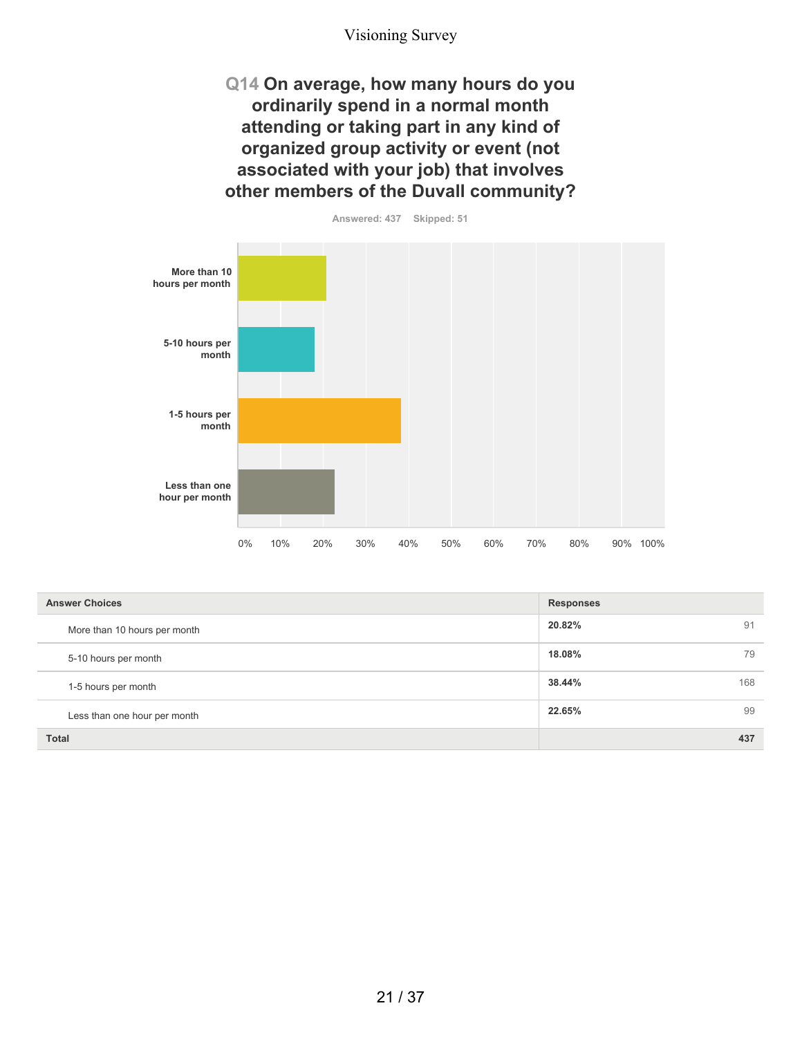## Q14 On average, how many hours do you ordinarily spend in a normal month attending or taking part in any kind of organized group activity or event (not associated with your job) that involves other members of the Duvall community?

Answered: 437 Skipped: 51

| Answer Choices | Responses | |
|---|---|---|
| More than 10 hours per month | 20.82% | 91 |
| 5-10 hours per month | 18.08% | 79 |
| 1-5 hours per month | 38.44% | 168 |
| Less than one hour per month | 22.65% | 99 |
| **Total** | | **437** |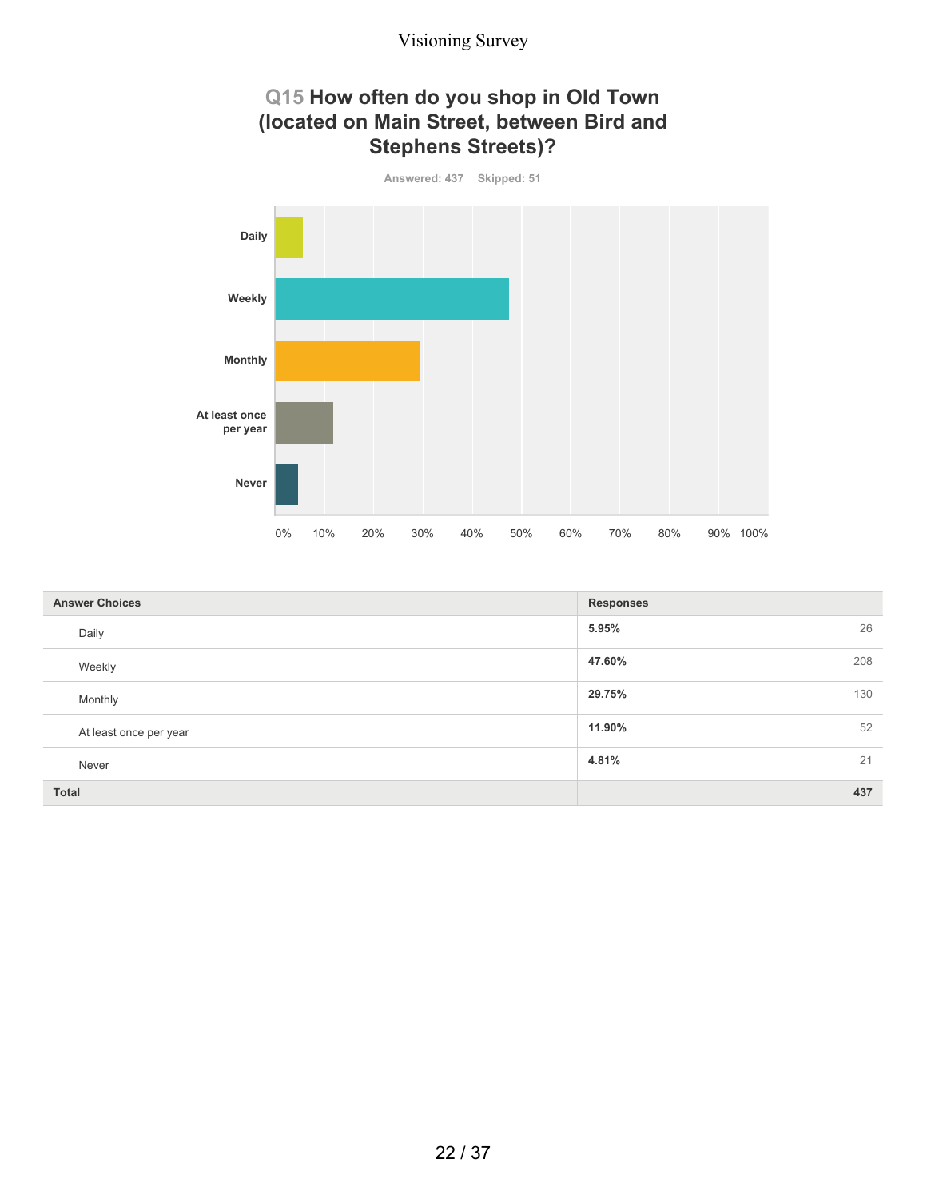## Q15 How often do you shop in Old Town (located on Main Street, between Bird and Stephens Streets)?

Answered: 437 Skipped: 51

| Answer Choices | Responses | |
|---|---|---|
| Daily | 5.95% | 26 |
| Weekly | 47.60% | 208 |
| Monthly | 29.75% | 130 |
| At least once per year | 11.90% | 52 |
| Never | 4.81% | 21 |
| **Total** | | **437** |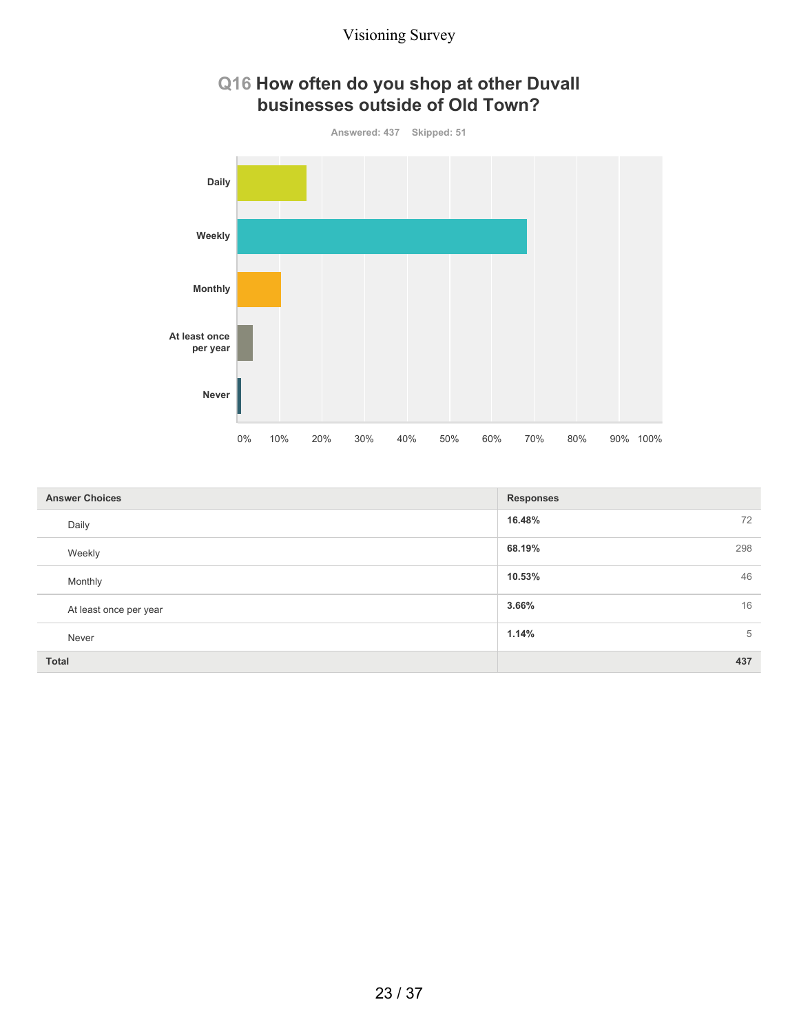# Q16 How often do you shop at other Duvall businesses outside of Old Town?

Answered: 437 Skipped: 51

| Answer Choices | Responses | |
|---|---|---|
| Daily | 16.48% | 72 |
| Weekly | 68.19% | 298 |
| Monthly | 10.53% | 46 |
| At least once per year | 3.66% | 16 |
| Never | 1.14% | 5 |
| **Total** | | **437** |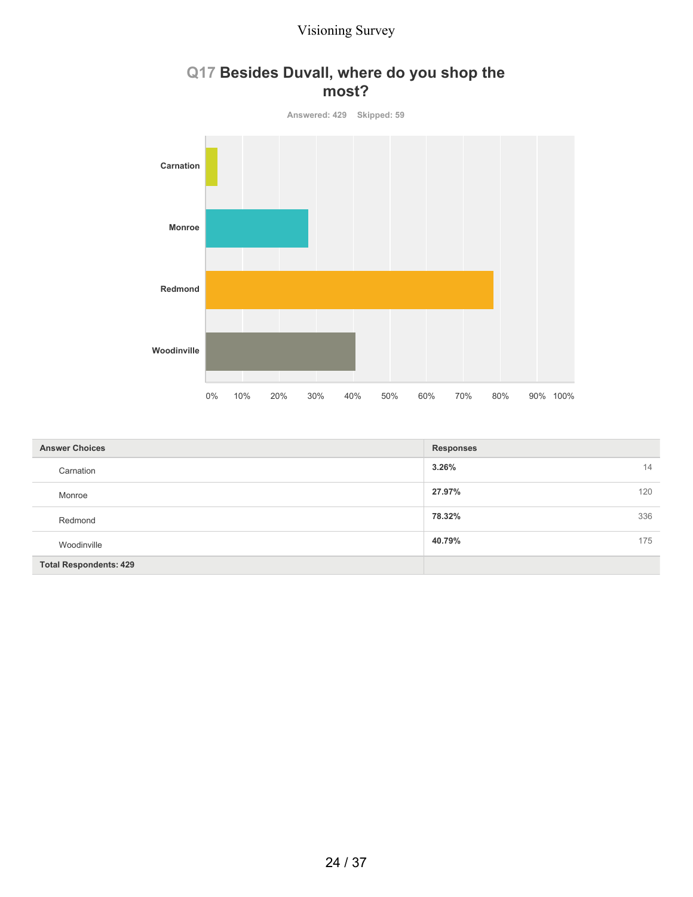## Q17 Besides Duvall, where do you shop the most?

Answered: 429 Skipped: 59

| Answer Choices | Responses | |
|---|---|---|
| Carnation | 3.26% | 14 |
| Monroe | 27.97% | 120 |
| Redmond | 78.32% | 336 |
| Woodinville | 40.79% | 175 |
| **Total Respondents: 429** | | |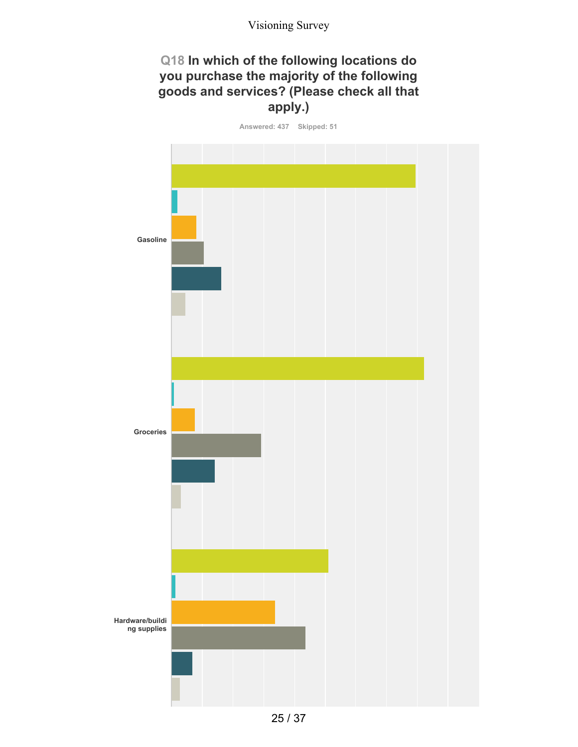Visioning Survey

## Q18 In which of the following locations do you purchase the majority of the following goods and services? (Please check all that apply.)

Answered: 437 Skipped: 51

Gasoline

Groceries

Hardware/building supplies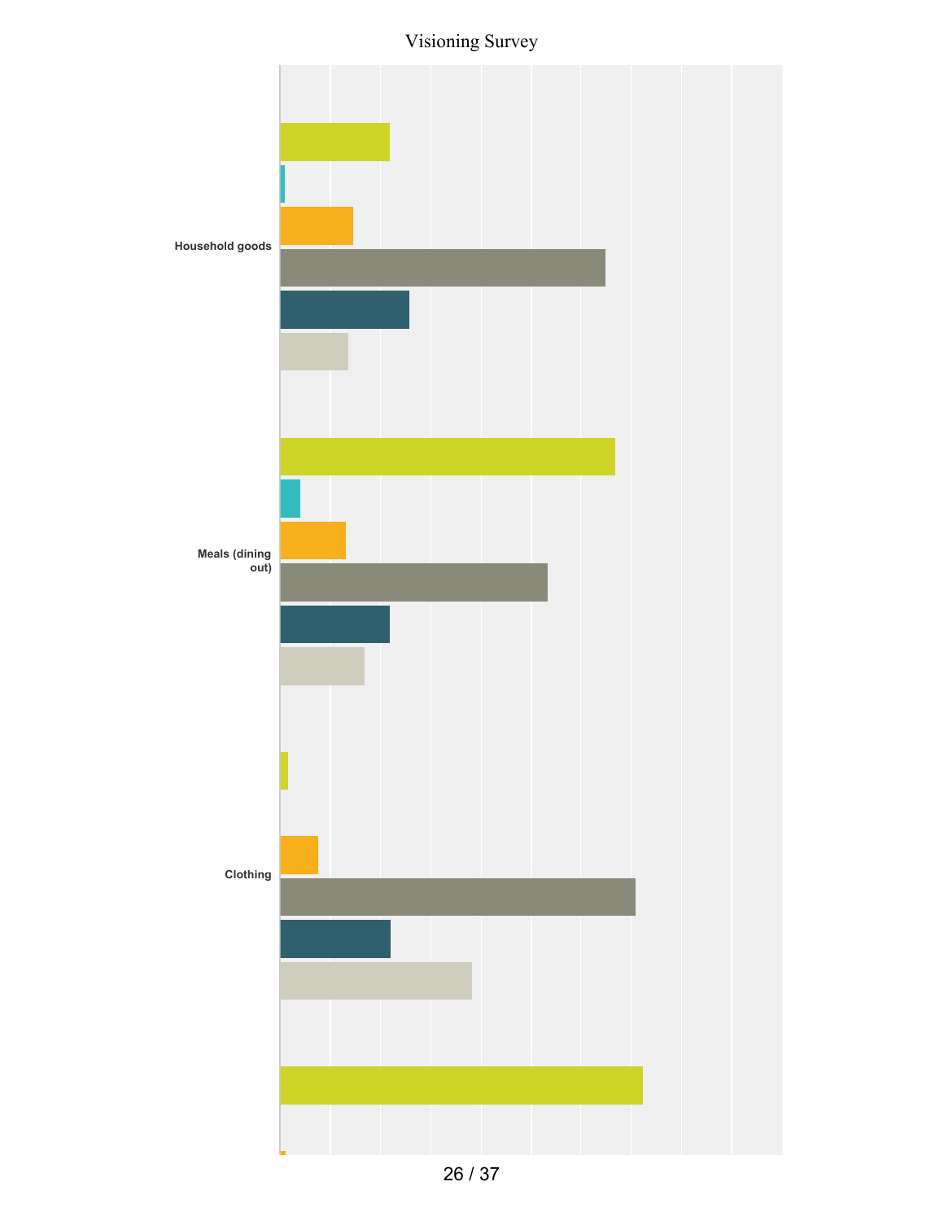Household goods

Meals (dining out)

Clothing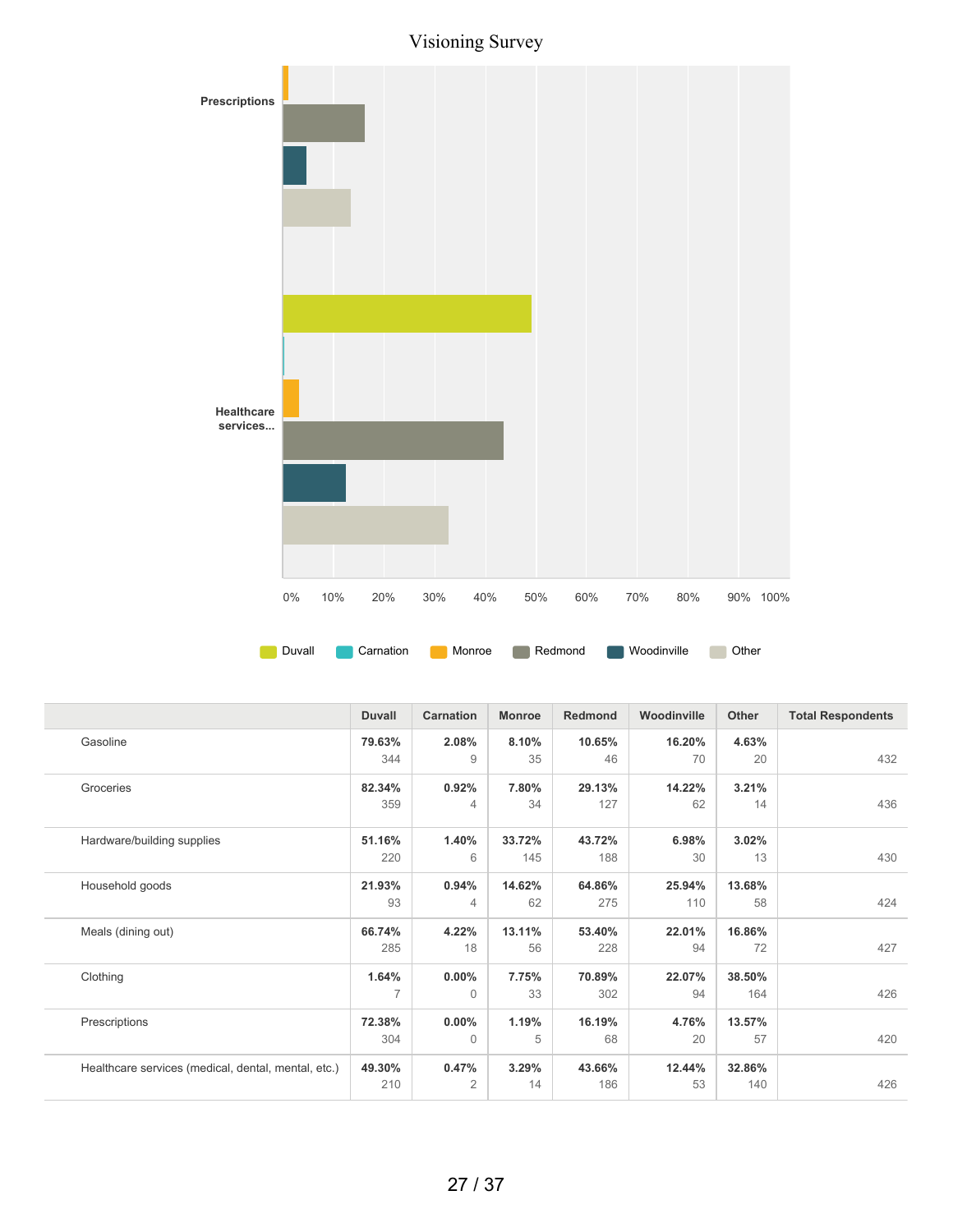Visioning Survey

| | Duvall | Carnation | Monroe | Redmond | Woodinville | Other | Total Respondents |
|---|---|---|---|---|---|---|---|
| Gasoline | **79.63%** 344 | **2.08%** 9 | **8.10%** 35 | **10.65%** 46 | **16.20%** 70 | **4.63%** 20 | 432 |
| Groceries | **82.34%** 359 | **0.92%** 4 | **7.80%** 34 | **29.13%** 127 | **14.22%** 62 | **3.21%** 14 | 436 |
| Hardware/building supplies | **51.16%** 220 | **1.40%** 6 | **33.72%** 145 | **43.72%** 188 | **6.98%** 30 | **3.02%** 13 | 430 |
| Household goods | **21.93%** 93 | **0.94%** 4 | **14.62%** 62 | **64.86%** 275 | **25.94%** 110 | **13.68%** 58 | 424 |
| Meals (dining out) | **66.74%** 285 | **4.22%** 18 | **13.11%** 56 | **53.40%** 228 | **22.01%** 94 | **16.86%** 72 | 427 |
| Clothing | **1.64%** 7 | **0.00%** 0 | **7.75%** 33 | **70.89%** 302 | **22.07%** 94 | **38.50%** 164 | 426 |
| Prescriptions | **72.38%** 304 | **0.00%** 0 | **1.19%** 5 | **16.19%** 68 | **4.76%** 20 | **13.57%** 57 | 420 |
| Healthcare services (medical, dental, mental, etc.) | **49.30%** 210 | **0.47%** 2 | **3.29%** 14 | **43.66%** 186 | **12.44%** 53 | **32.86%** 140 | 426 |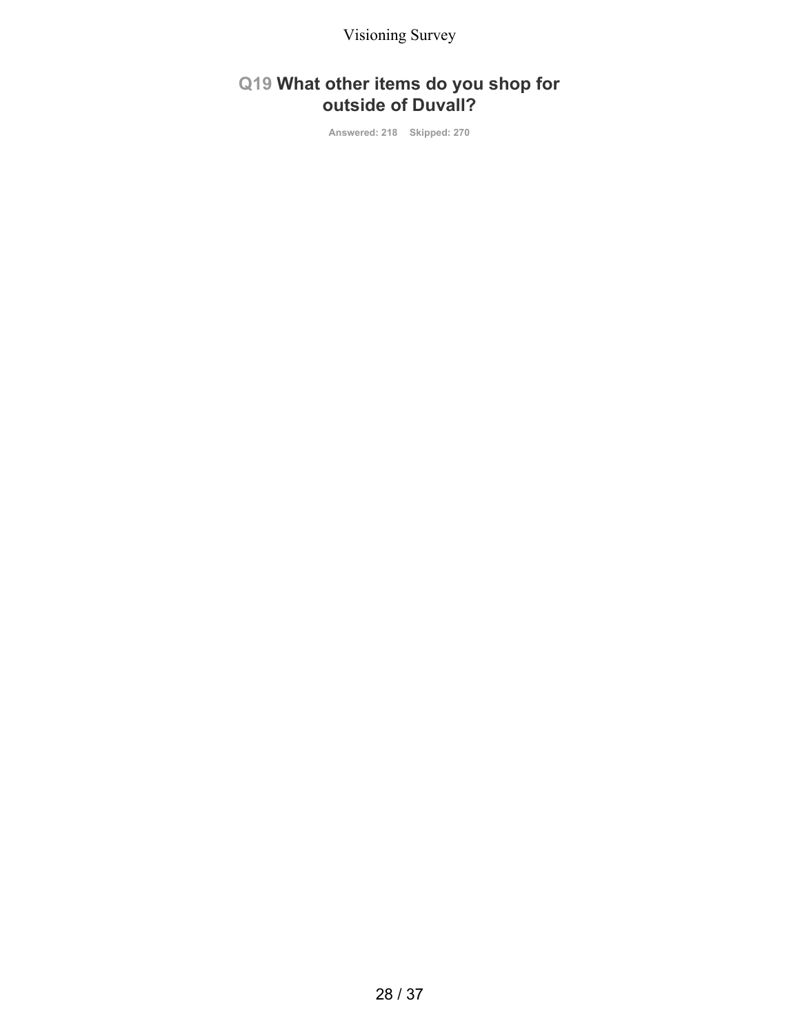## Q19 What other items do you shop for outside of Duvall?

**Answered: 218 Skipped: 270**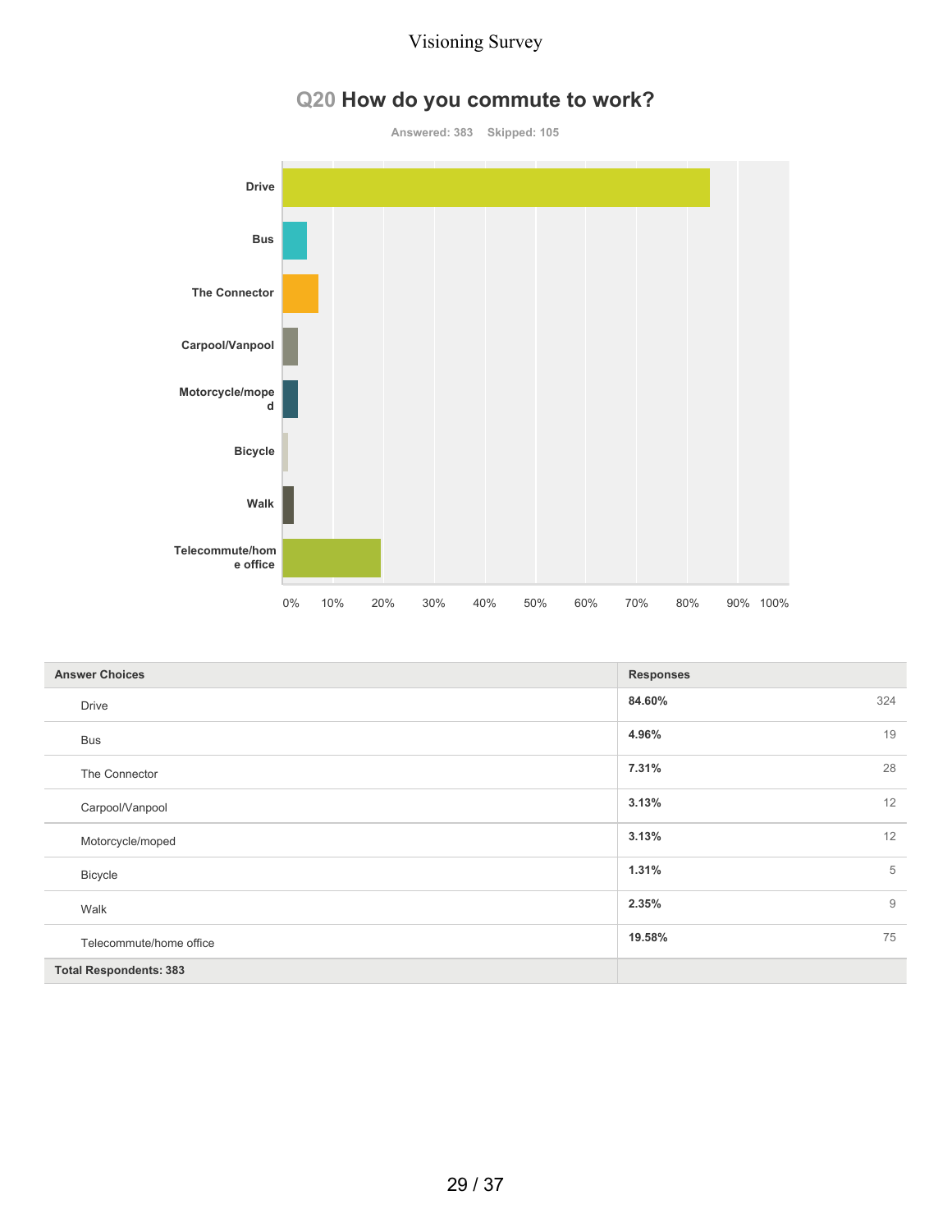## Q20 How do you commute to work?

Answered: 383 Skipped: 105

| Answer Choices | Responses | |
|---|---|---|
| Drive | 84.60% | 324 |
| Bus | 4.96% | 19 |
| The Connector | 7.31% | 28 |
| Carpool/Vanpool | 3.13% | 12 |
| Motorcycle/moped | 3.13% | 12 |
| Bicycle | 1.31% | 5 |
| Walk | 2.35% | 9 |
| Telecommute/home office | 19.58% | 75 |
| Total Respondents: 383 | | |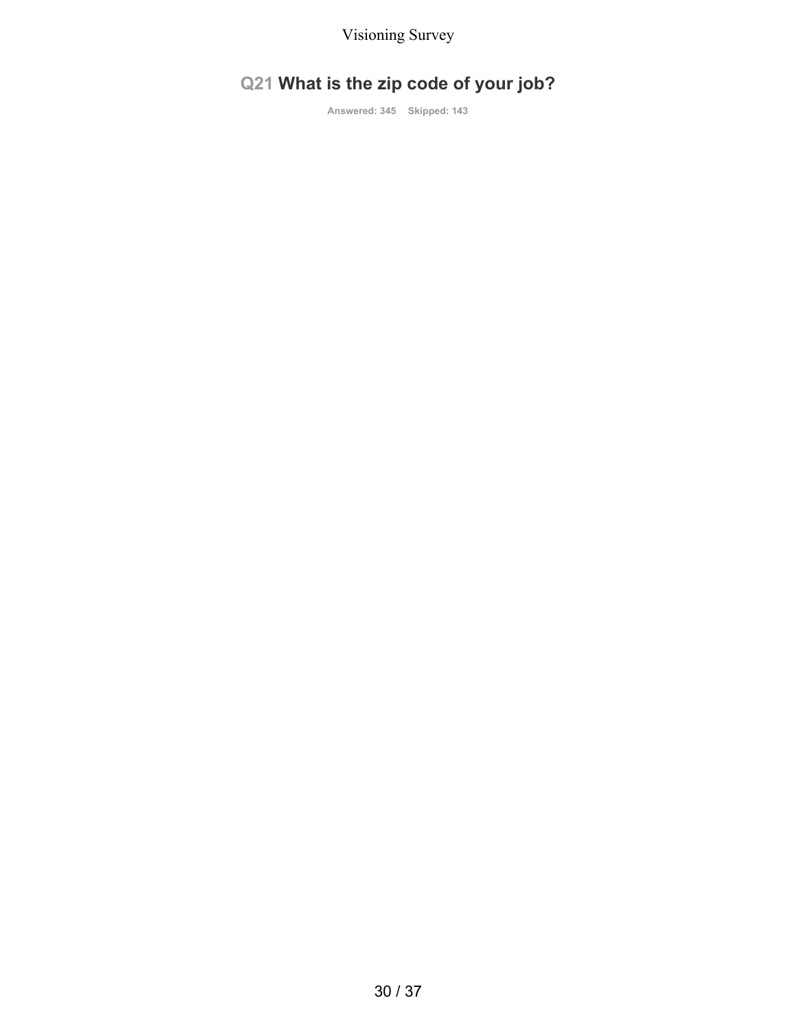## Q21 What is the zip code of your job?

Answered: 345 Skipped: 143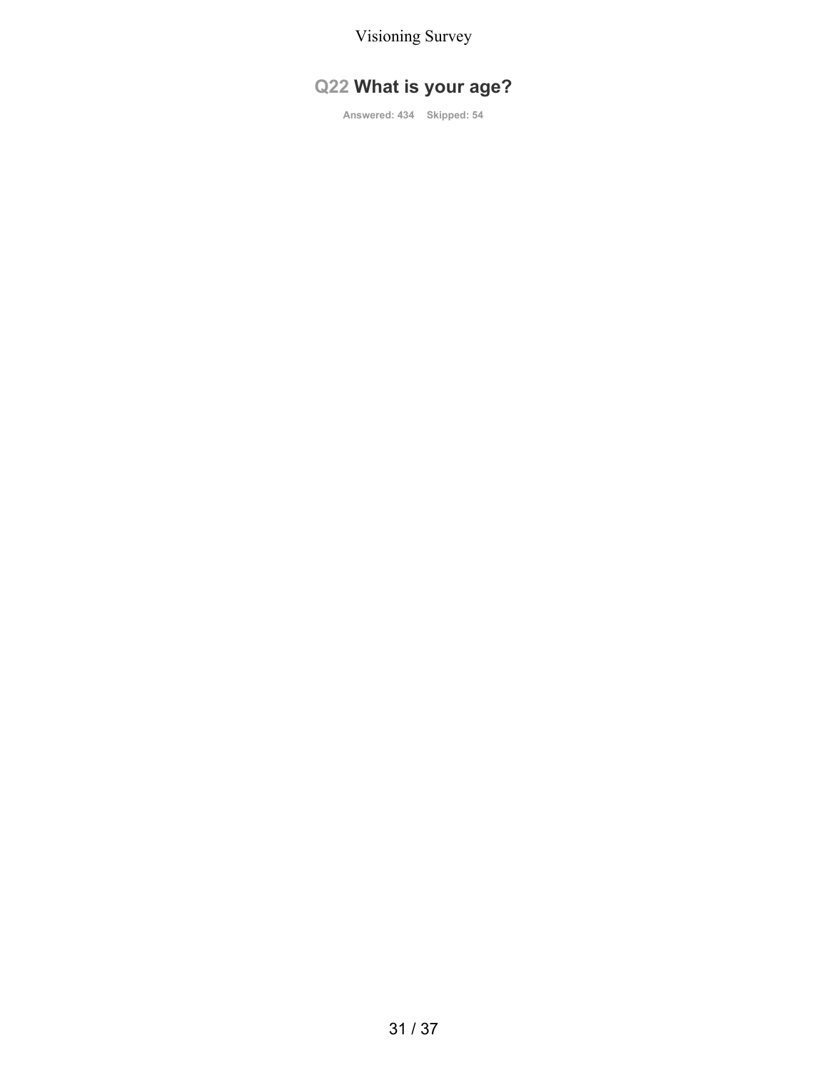## Q22 What is your age?

Answered: 434 Skipped: 54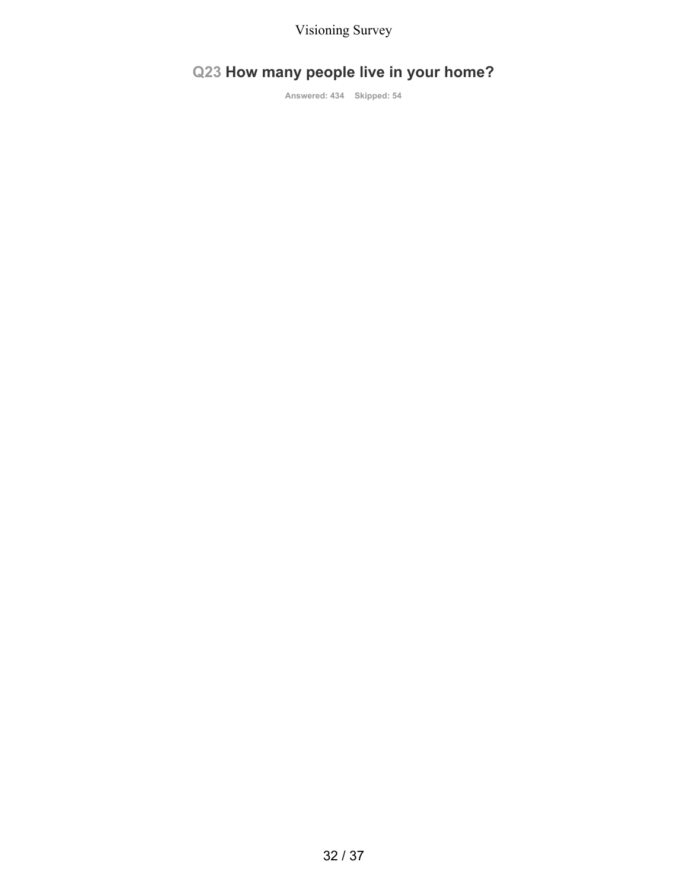## Q23 How many people live in your home?

Answered: 434 Skipped: 54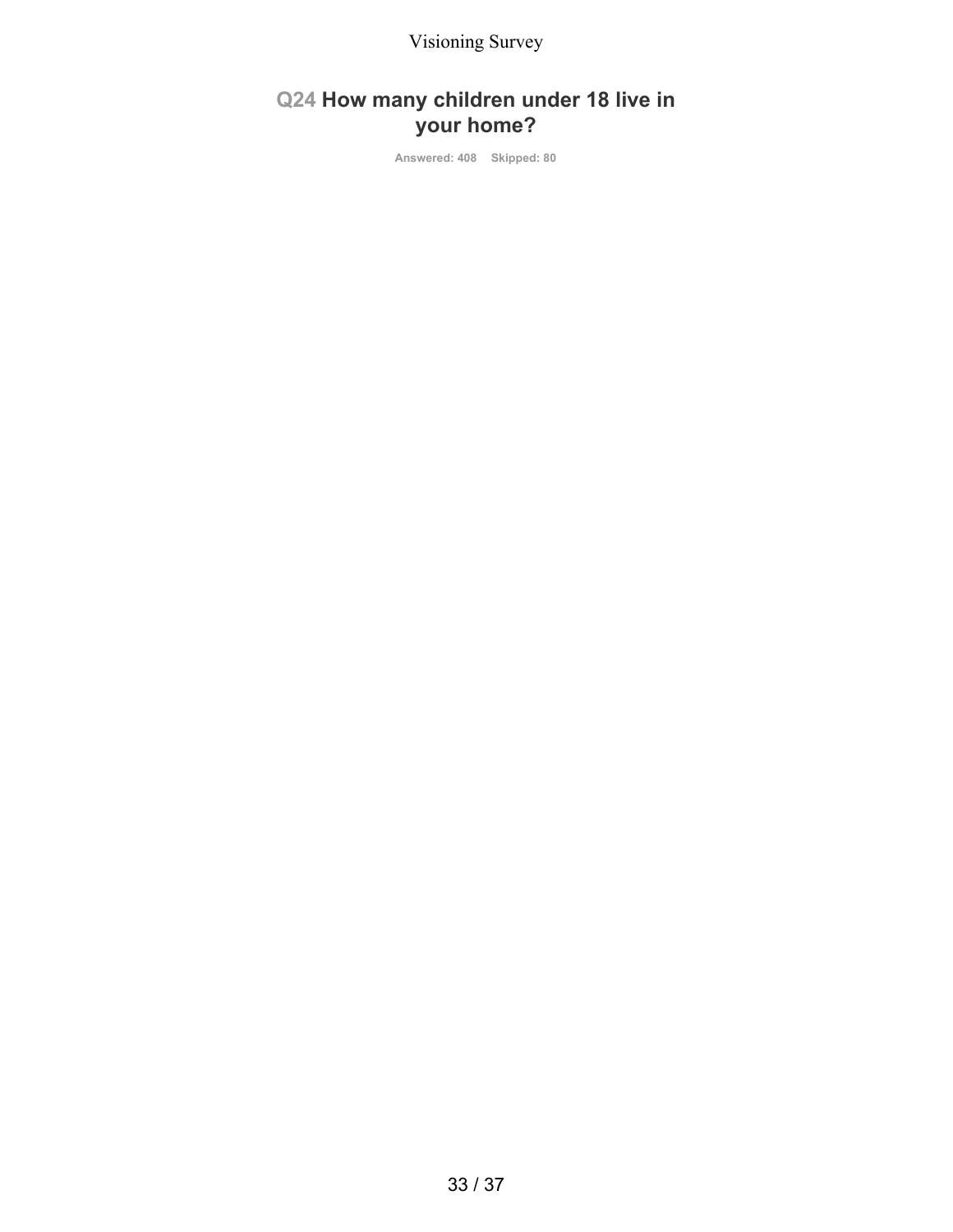## Q24 How many children under 18 live in your home?

Answered: 408 Skipped: 80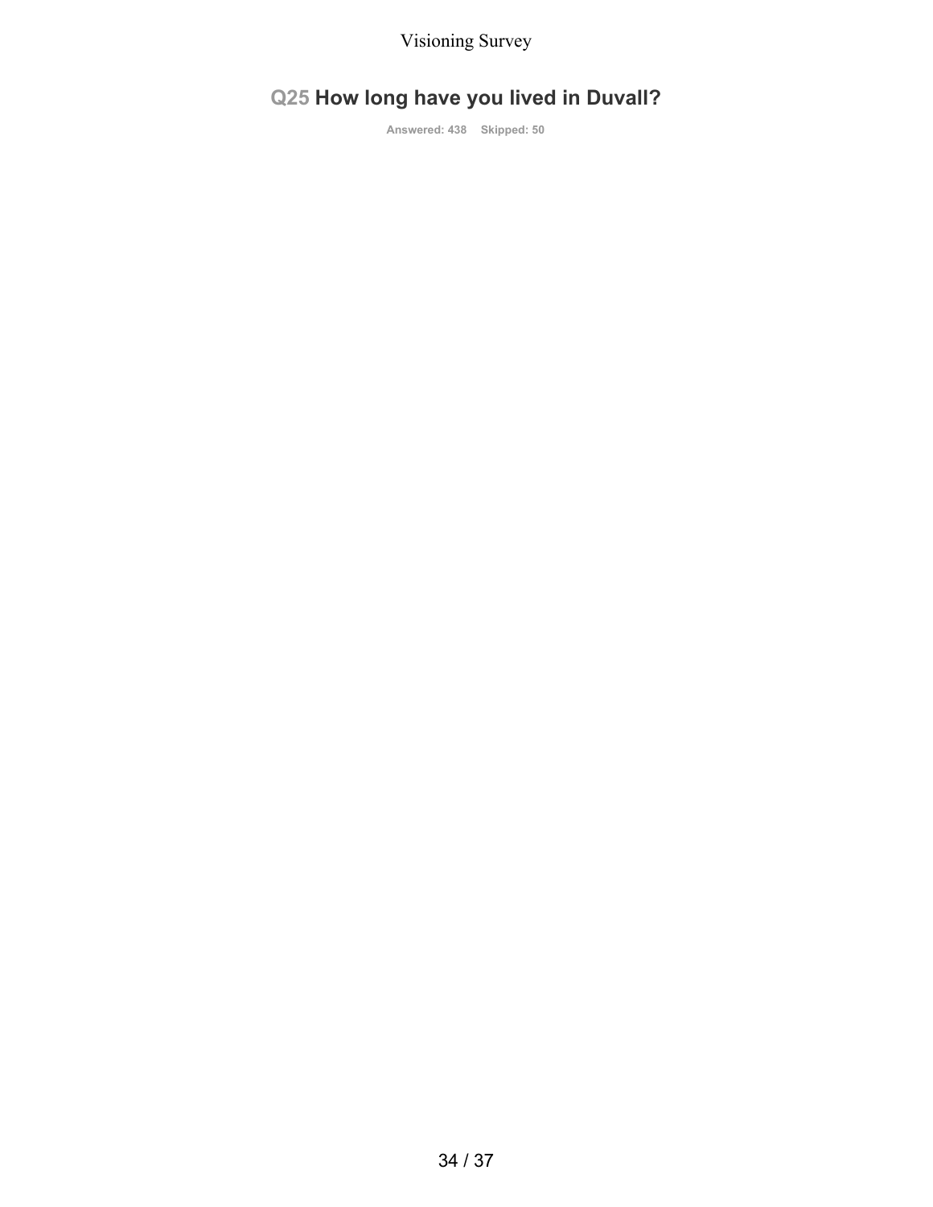## Q25 How long have you lived in Duvall?

Answered: 438 Skipped: 50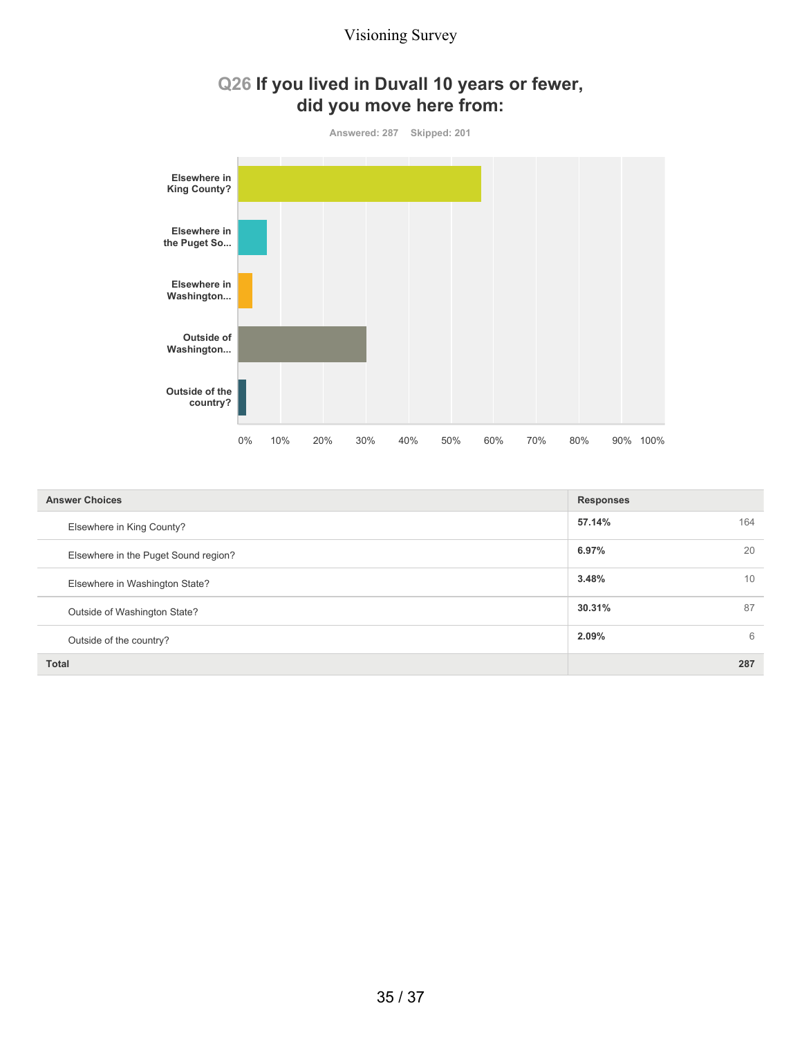## Q26 If you lived in Duvall 10 years or fewer, did you move here from:

Answered: 287 Skipped: 201

| Answer Choices | Responses | |
|---|---|---|
| Elsewhere in King County? | 57.14% | 164 |
| Elsewhere in the Puget Sound region? | 6.97% | 20 |
| Elsewhere in Washington State? | 3.48% | 10 |
| Outside of Washington State? | 30.31% | 87 |
| Outside of the country? | 2.09% | 6 |
| **Total** | | **287** |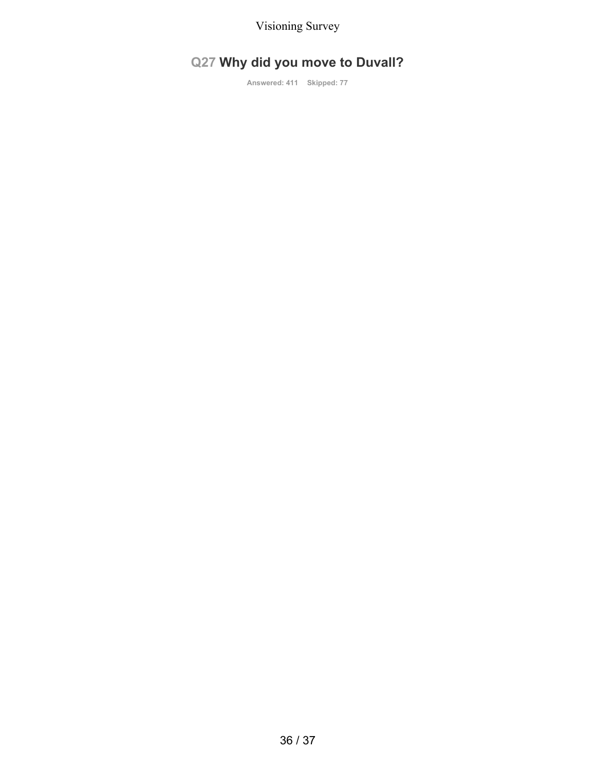## Q27 Why did you move to Duvall?

Answered: 411 Skipped: 77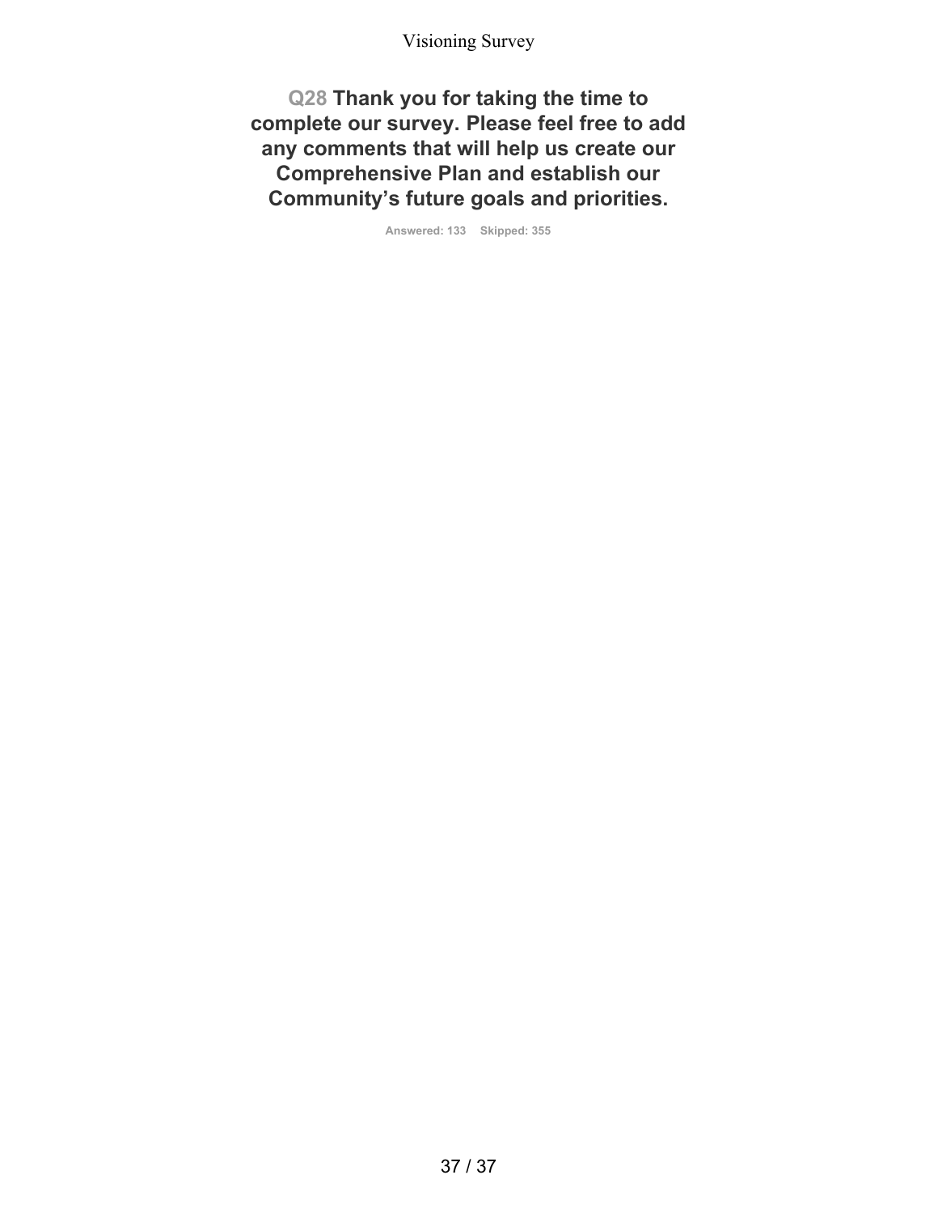## Q28 Thank you for taking the time to complete our survey. Please feel free to add any comments that will help us create our Comprehensive Plan and establish our Community's future goals and priorities.

Answered: 133 Skipped: 355